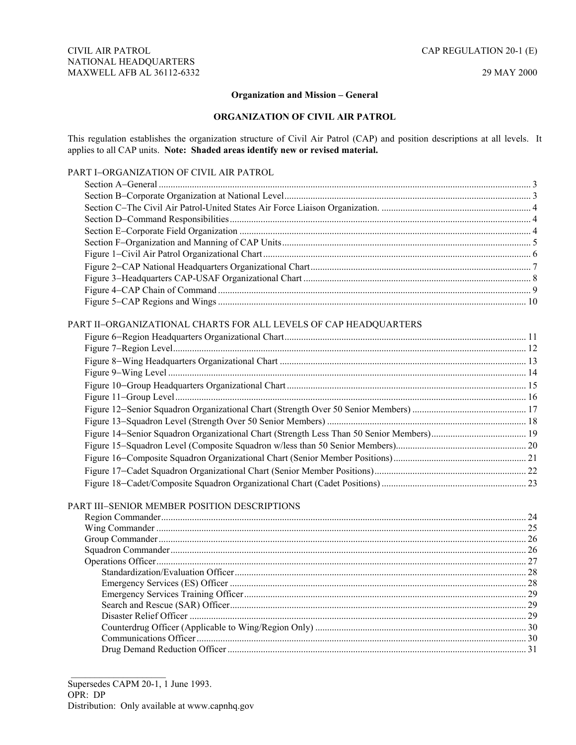CIVIL AIR PATROL
NATIONAL HEADQUARTERS
MAXWELL AFB AL 36112-6332

CAP REGULATION 20-1 (E)

29 MAY 2000

**Organization and Mission – General**

# ORGANIZATION OF CIVIL AIR PATROL

This regulation establishes the organization structure of Civil Air Patrol (CAP) and position descriptions at all levels. It applies to all CAP units. **Note: Shaded areas identify new or revised material.**

PART I–ORGANIZATION OF CIVIL AIR PATROL

- Section A–General ............ 3
- Section B–Corporate Organization at National Level ............ 3
- Section C–The Civil Air Patrol-United States Air Force Liaison Organization. ............ 4
- Section D–Command Responsibilities ............ 4
- Section E–Corporate Field Organization ............ 4
- Section F–Organization and Manning of CAP Units ............ 5
- Figure 1–Civil Air Patrol Organizational Chart ............ 6
- Figure 2–CAP National Headquarters Organizational Chart ............ 7
- Figure 3–Headquarters CAP-USAF Organizational Chart ............ 8
- Figure 4–CAP Chain of Command ............ 9
- Figure 5–CAP Regions and Wings ............ 10

PART II–ORGANIZATIONAL CHARTS FOR ALL LEVELS OF CAP HEADQUARTERS

- Figure 6–Region Headquarters Organizational Chart ............ 11
- Figure 7–Region Level ............ 12
- Figure 8–Wing Headquarters Organizational Chart ............ 13
- Figure 9–Wing Level ............ 14
- Figure 10–Group Headquarters Organizational Chart ............ 15
- Figure 11–Group Level ............ 16
- Figure 12–Senior Squadron Organizational Chart (Strength Over 50 Senior Members) ............ 17
- Figure 13–Squadron Level (Strength Over 50 Senior Members) ............ 18
- Figure 14–Senior Squadron Organizational Chart (Strength Less Than 50 Senior Members) ............ 19
- Figure 15–Squadron Level (Composite Squadron w/less than 50 Senior Members) ............ 20
- Figure 16–Composite Squadron Organizational Chart (Senior Member Positions) ............ 21
- Figure 17–Cadet Squadron Organizational Chart (Senior Member Positions) ............ 22
- Figure 18–Cadet/Composite Squadron Organizational Chart (Cadet Positions) ............ 23

PART III–SENIOR MEMBER POSITION DESCRIPTIONS

- Region Commander ............ 24
- Wing Commander ............ 25
- Group Commander ............ 26
- Squadron Commander ............ 26
- Operations Officer ............ 27
  - Standardization/Evaluation Officer ............ 28
  - Emergency Services (ES) Officer ............ 28
  - Emergency Services Training Officer ............ 29
  - Search and Rescue (SAR) Officer ............ 29
  - Disaster Relief Officer ............ 29
  - Counterdrug Officer (Applicable to Wing/Region Only) ............ 30
  - Communications Officer ............ 30
  - Drug Demand Reduction Officer ............ 31

---

Supersedes CAPM 20-1, 1 June 1993.
OPR: DP
Distribution: Only available at www.capnhq.gov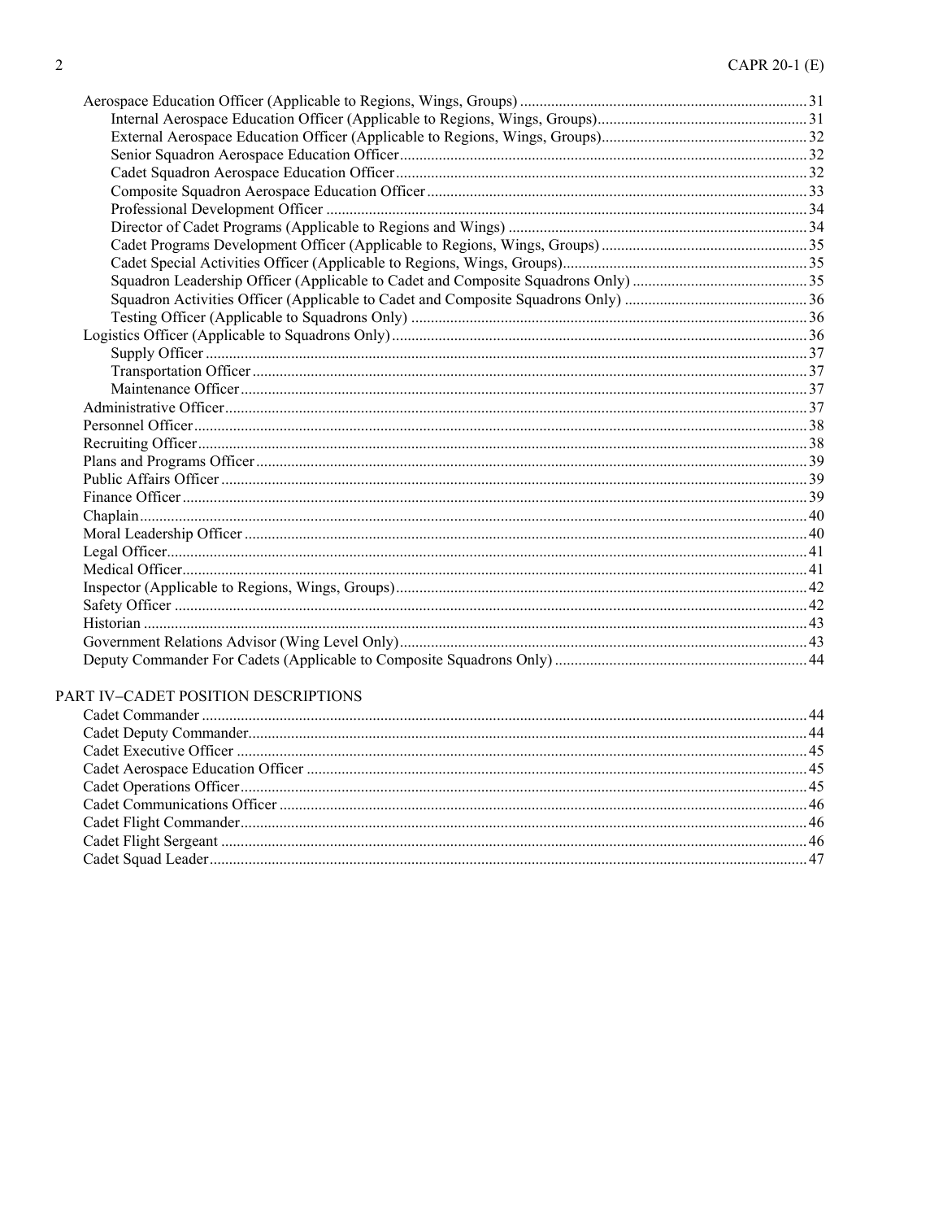Aerospace Education Officer (Applicable to Regions, Wings, Groups) ........ 31
- Internal Aerospace Education Officer (Applicable to Regions, Wings, Groups) ........ 31
- External Aerospace Education Officer (Applicable to Regions, Wings, Groups) ........ 32
- Senior Squadron Aerospace Education Officer ........ 32
- Cadet Squadron Aerospace Education Officer ........ 32
- Composite Squadron Aerospace Education Officer ........ 33
- Professional Development Officer ........ 34
- Director of Cadet Programs (Applicable to Regions and Wings) ........ 34
- Cadet Programs Development Officer (Applicable to Regions, Wings, Groups) ........ 35
- Cadet Special Activities Officer (Applicable to Regions, Wings, Groups) ........ 35
- Squadron Leadership Officer (Applicable to Cadet and Composite Squadrons Only) ........ 35
- Squadron Activities Officer (Applicable to Cadet and Composite Squadrons Only) ........ 36
- Testing Officer (Applicable to Squadrons Only) ........ 36

Logistics Officer (Applicable to Squadrons Only) ........ 36
- Supply Officer ........ 37
- Transportation Officer ........ 37
- Maintenance Officer ........ 37

Administrative Officer ........ 37
Personnel Officer ........ 38
Recruiting Officer ........ 38
Plans and Programs Officer ........ 39
Public Affairs Officer ........ 39
Finance Officer ........ 39
Chaplain ........ 40
Moral Leadership Officer ........ 40
Legal Officer ........ 41
Medical Officer ........ 41
Inspector (Applicable to Regions, Wings, Groups) ........ 42
Safety Officer ........ 42
Historian ........ 43
Government Relations Advisor (Wing Level Only) ........ 43
Deputy Commander For Cadets (Applicable to Composite Squadrons Only) ........ 44

PART IV–CADET POSITION DESCRIPTIONS

Cadet Commander ........ 44
Cadet Deputy Commander ........ 44
Cadet Executive Officer ........ 45
Cadet Aerospace Education Officer ........ 45
Cadet Operations Officer ........ 45
Cadet Communications Officer ........ 46
Cadet Flight Commander ........ 46
Cadet Flight Sergeant ........ 46
Cadet Squad Leader ........ 47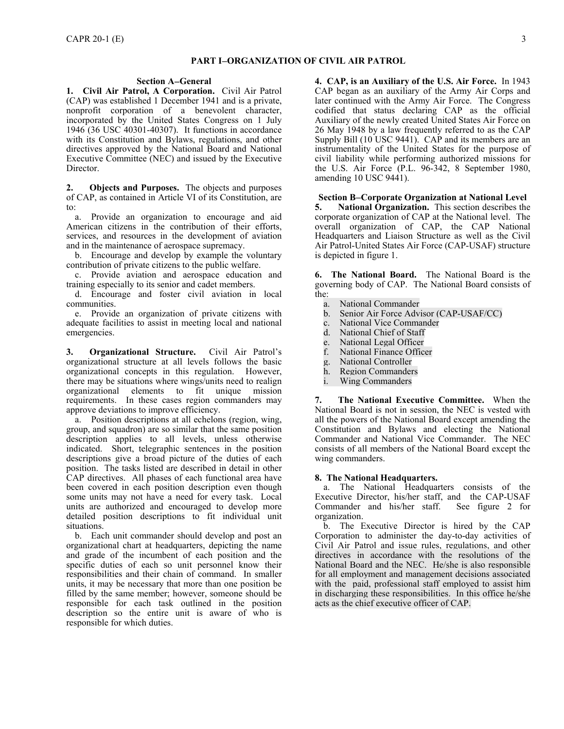## PART I–ORGANIZATION OF CIVIL AIR PATROL

### Section A–General

**1. Civil Air Patrol, A Corporation.** Civil Air Patrol (CAP) was established 1 December 1941 and is a private, nonprofit corporation of a benevolent character, incorporated by the United States Congress on 1 July 1946 (36 USC 40301-40307). It functions in accordance with its Constitution and Bylaws, regulations, and other directives approved by the National Board and National Executive Committee (NEC) and issued by the Executive Director.

**2. Objects and Purposes.** The objects and purposes of CAP, as contained in Article VI of its Constitution, are to:

a. Provide an organization to encourage and aid American citizens in the contribution of their efforts, services, and resources in the development of aviation and in the maintenance of aerospace supremacy.

b. Encourage and develop by example the voluntary contribution of private citizens to the public welfare.

c. Provide aviation and aerospace education and training especially to its senior and cadet members.

d. Encourage and foster civil aviation in local communities.

e. Provide an organization of private citizens with adequate facilities to assist in meeting local and national emergencies.

**3. Organizational Structure.** Civil Air Patrol's organizational structure at all levels follows the basic organizational concepts in this regulation. However, there may be situations where wings/units need to realign organizational elements to fit unique mission requirements. In these cases region commanders may approve deviations to improve efficiency.

a. Position descriptions at all echelons (region, wing, group, and squadron) are so similar that the same position description applies to all levels, unless otherwise indicated. Short, telegraphic sentences in the position descriptions give a broad picture of the duties of each position. The tasks listed are described in detail in other CAP directives. All phases of each functional area have been covered in each position description even though some units may not have a need for every task. Local units are authorized and encouraged to develop more detailed position descriptions to fit individual unit situations.

b. Each unit commander should develop and post an organizational chart at headquarters, depicting the name and grade of the incumbent of each position and the specific duties of each so unit personnel know their responsibilities and their chain of command. In smaller units, it may be necessary that more than one position be filled by the same member; however, someone should be responsible for each task outlined in the position description so the entire unit is aware of who is responsible for which duties.

**4. CAP, is an Auxiliary of the U.S. Air Force.** In 1943 CAP began as an auxiliary of the Army Air Corps and later continued with the Army Air Force. The Congress codified that status declaring CAP as the official Auxiliary of the newly created United States Air Force on 26 May 1948 by a law frequently referred to as the CAP Supply Bill (10 USC 9441). CAP and its members are an instrumentality of the United States for the purpose of civil liability while performing authorized missions for the U.S. Air Force (P.L. 96-342, 8 September 1980, amending 10 USC 9441).

### Section B–Corporate Organization at National Level

**5. National Organization.** This section describes the corporate organization of CAP at the National level. The overall organization of CAP, the CAP National Headquarters and Liaison Structure as well as the Civil Air Patrol-United States Air Force (CAP-USAF) structure is depicted in figure 1.

**6. The National Board.** The National Board is the governing body of CAP. The National Board consists of the:

a. National Commander
b. Senior Air Force Advisor (CAP-USAF/CC)
c. National Vice Commander
d. National Chief of Staff
e. National Legal Officer
f. National Finance Officer
g. National Controller
h. Region Commanders
i. Wing Commanders

**7. The National Executive Committee.** When the National Board is not in session, the NEC is vested with all the powers of the National Board except amending the Constitution and Bylaws and electing the National Commander and National Vice Commander. The NEC consists of all members of the National Board except the wing commanders.

**8. The National Headquarters.**

a. The National Headquarters consists of the Executive Director, his/her staff, and the CAP-USAF Commander and his/her staff. See figure 2 for organization.

b. The Executive Director is hired by the CAP Corporation to administer the day-to-day activities of Civil Air Patrol and issue rules, regulations, and other directives in accordance with the resolutions of the National Board and the NEC. He/she is also responsible for all employment and management decisions associated with the paid, professional staff employed to assist him in discharging these responsibilities. In this office he/she acts as the chief executive officer of CAP.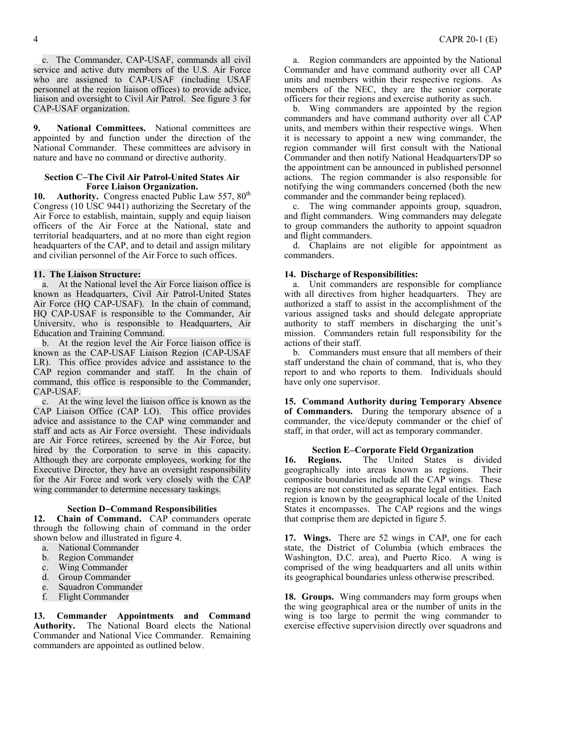c. The Commander, CAP-USAF, commands all civil service and active duty members of the U.S. Air Force who are assigned to CAP-USAF (including USAF personnel at the region liaison offices) to provide advice, liaison and oversight to Civil Air Patrol. See figure 3 for CAP-USAF organization.

**9. National Committees.** National committees are appointed by and function under the direction of the National Commander. These committees are advisory in nature and have no command or directive authority.

### Section C–The Civil Air Patrol-United States Air Force Liaison Organization.

**10. Authority.** Congress enacted Public Law 557, 80th Congress (10 USC 9441) authorizing the Secretary of the Air Force to establish, maintain, supply and equip liaison officers of the Air Force at the National, state and territorial headquarters, and at no more than eight region headquarters of the CAP, and to detail and assign military and civilian personnel of the Air Force to such offices.

**11. The Liaison Structure:**

a. At the National level the Air Force liaison office is known as Headquarters, Civil Air Patrol-United States Air Force (HQ CAP-USAF). In the chain of command, HQ CAP-USAF is responsible to the Commander, Air University, who is responsible to Headquarters, Air Education and Training Command.

b. At the region level the Air Force liaison office is known as the CAP-USAF Liaison Region (CAP-USAF LR). This office provides advice and assistance to the CAP region commander and staff. In the chain of command, this office is responsible to the Commander, CAP-USAF.

c. At the wing level the liaison office is known as the CAP Liaison Office (CAP LO). This office provides advice and assistance to the CAP wing commander and staff and acts as Air Force oversight. These individuals are Air Force retirees, screened by the Air Force, but hired by the Corporation to serve in this capacity. Although they are corporate employees, working for the Executive Director, they have an oversight responsibility for the Air Force and work very closely with the CAP wing commander to determine necessary taskings.

### Section D–Command Responsibilities

**12. Chain of Command.** CAP commanders operate through the following chain of command in the order shown below and illustrated in figure 4.

a. National Commander
b. Region Commander
c. Wing Commander
d. Group Commander
e. Squadron Commander
f. Flight Commander

**13. Commander Appointments and Command Authority.** The National Board elects the National Commander and National Vice Commander. Remaining commanders are appointed as outlined below.

a. Region commanders are appointed by the National Commander and have command authority over all CAP units and members within their respective regions. As members of the NEC, they are the senior corporate officers for their regions and exercise authority as such.

b. Wing commanders are appointed by the region commanders and have command authority over all CAP units, and members within their respective wings. When it is necessary to appoint a new wing commander, the region commander will first consult with the National Commander and then notify National Headquarters/DP so the appointment can be announced in published personnel actions. The region commander is also responsible for notifying the wing commanders concerned (both the new commander and the commander being replaced).

c. The wing commander appoints group, squadron, and flight commanders. Wing commanders may delegate to group commanders the authority to appoint squadron and flight commanders.

d. Chaplains are not eligible for appointment as commanders.

**14. Discharge of Responsibilities:**

a. Unit commanders are responsible for compliance with all directives from higher headquarters. They are authorized a staff to assist in the accomplishment of the various assigned tasks and should delegate appropriate authority to staff members in discharging the unit's mission. Commanders retain full responsibility for the actions of their staff.

b. Commanders must ensure that all members of their staff understand the chain of command, that is, who they report to and who reports to them. Individuals should have only one supervisor.

**15. Command Authority during Temporary Absence of Commanders.** During the temporary absence of a commander, the vice/deputy commander or the chief of staff, in that order, will act as temporary commander.

### Section E–Corporate Field Organization

**16. Regions.** The United States is divided geographically into areas known as regions. Their composite boundaries include all the CAP wings. These regions are not constituted as separate legal entities. Each region is known by the geographical locale of the United States it encompasses. The CAP regions and the wings that comprise them are depicted in figure 5.

**17. Wings.** There are 52 wings in CAP, one for each state, the District of Columbia (which embraces the Washington, D.C. area), and Puerto Rico. A wing is comprised of the wing headquarters and all units within its geographical boundaries unless otherwise prescribed.

**18. Groups.** Wing commanders may form groups when the wing geographical area or the number of units in the wing is too large to permit the wing commander to exercise effective supervision directly over squadrons and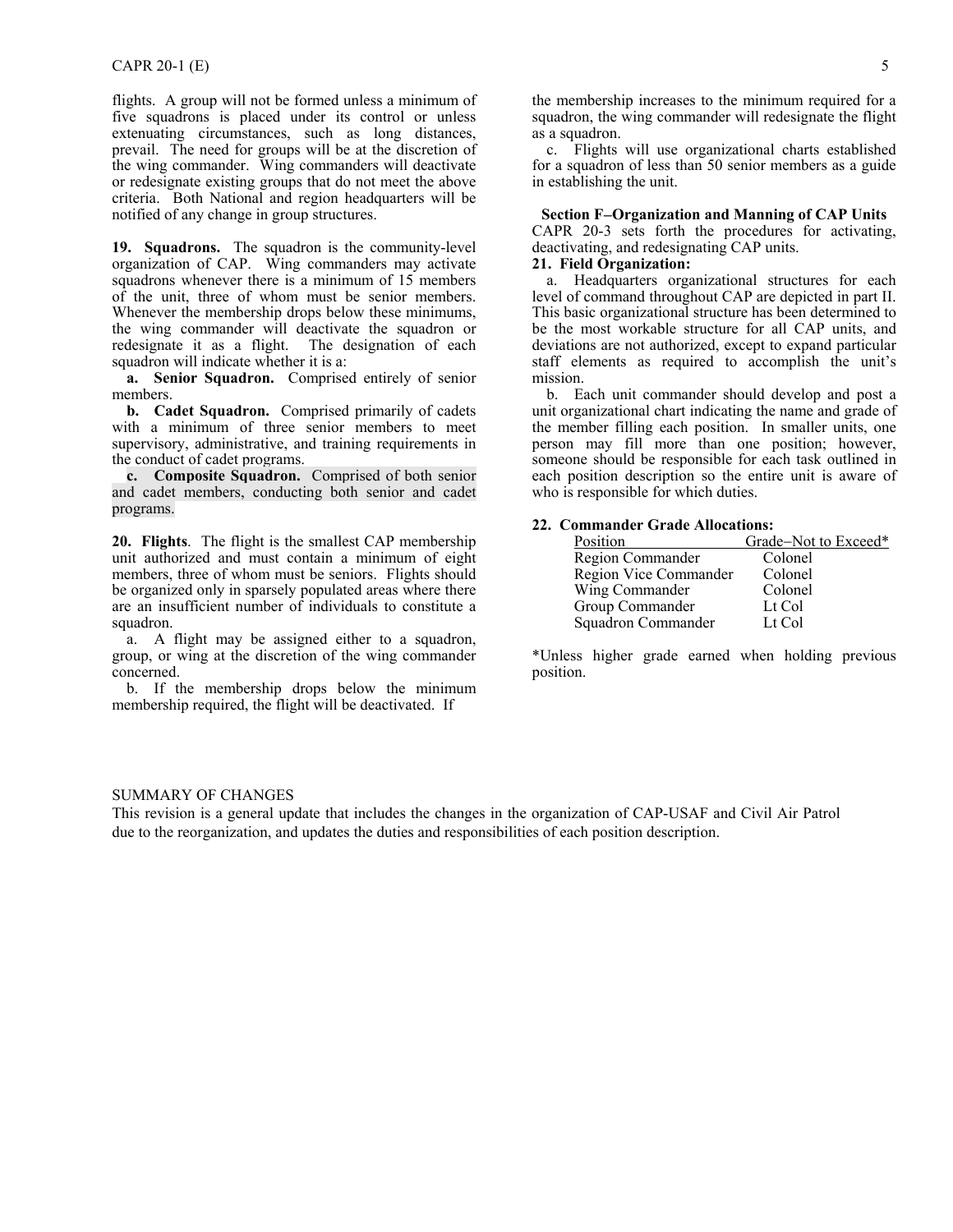flights. A group will not be formed unless a minimum of five squadrons is placed under its control or unless extenuating circumstances, such as long distances, prevail. The need for groups will be at the discretion of the wing commander. Wing commanders will deactivate or redesignate existing groups that do not meet the above criteria. Both National and region headquarters will be notified of any change in group structures.

**19. Squadrons.** The squadron is the community-level organization of CAP. Wing commanders may activate squadrons whenever there is a minimum of 15 members of the unit, three of whom must be senior members. Whenever the membership drops below these minimums, the wing commander will deactivate the squadron or redesignate it as a flight. The designation of each squadron will indicate whether it is a:

**a. Senior Squadron.** Comprised entirely of senior members.

**b. Cadet Squadron.** Comprised primarily of cadets with a minimum of three senior members to meet supervisory, administrative, and training requirements in the conduct of cadet programs.

**c. Composite Squadron.** Comprised of both senior and cadet members, conducting both senior and cadet programs.

**20. Flights**. The flight is the smallest CAP membership unit authorized and must contain a minimum of eight members, three of whom must be seniors. Flights should be organized only in sparsely populated areas where there are an insufficient number of individuals to constitute a squadron.

a. A flight may be assigned either to a squadron, group, or wing at the discretion of the wing commander concerned.

b. If the membership drops below the minimum membership required, the flight will be deactivated. If the membership increases to the minimum required for a squadron, the wing commander will redesignate the flight as a squadron.

c. Flights will use organizational charts established for a squadron of less than 50 senior members as a guide in establishing the unit.

## Section F–Organization and Manning of CAP Units

CAPR 20-3 sets forth the procedures for activating, deactivating, and redesignating CAP units.

**21. Field Organization:**

a. Headquarters organizational structures for each level of command throughout CAP are depicted in part II. This basic organizational structure has been determined to be the most workable structure for all CAP units, and deviations are not authorized, except to expand particular staff elements as required to accomplish the unit's mission.

b. Each unit commander should develop and post a unit organizational chart indicating the name and grade of the member filling each position. In smaller units, one person may fill more than one position; however, someone should be responsible for each task outlined in each position description so the entire unit is aware of who is responsible for which duties.

**22. Commander Grade Allocations:**

| Position | Grade–Not to Exceed* |
|---|---|
| Region Commander | Colonel |
| Region Vice Commander | Colonel |
| Wing Commander | Colonel |
| Group Commander | Lt Col |
| Squadron Commander | Lt Col |

*Unless higher grade earned when holding previous position.

SUMMARY OF CHANGES

This revision is a general update that includes the changes in the organization of CAP-USAF and Civil Air Patrol due to the reorganization, and updates the duties and responsibilities of each position description.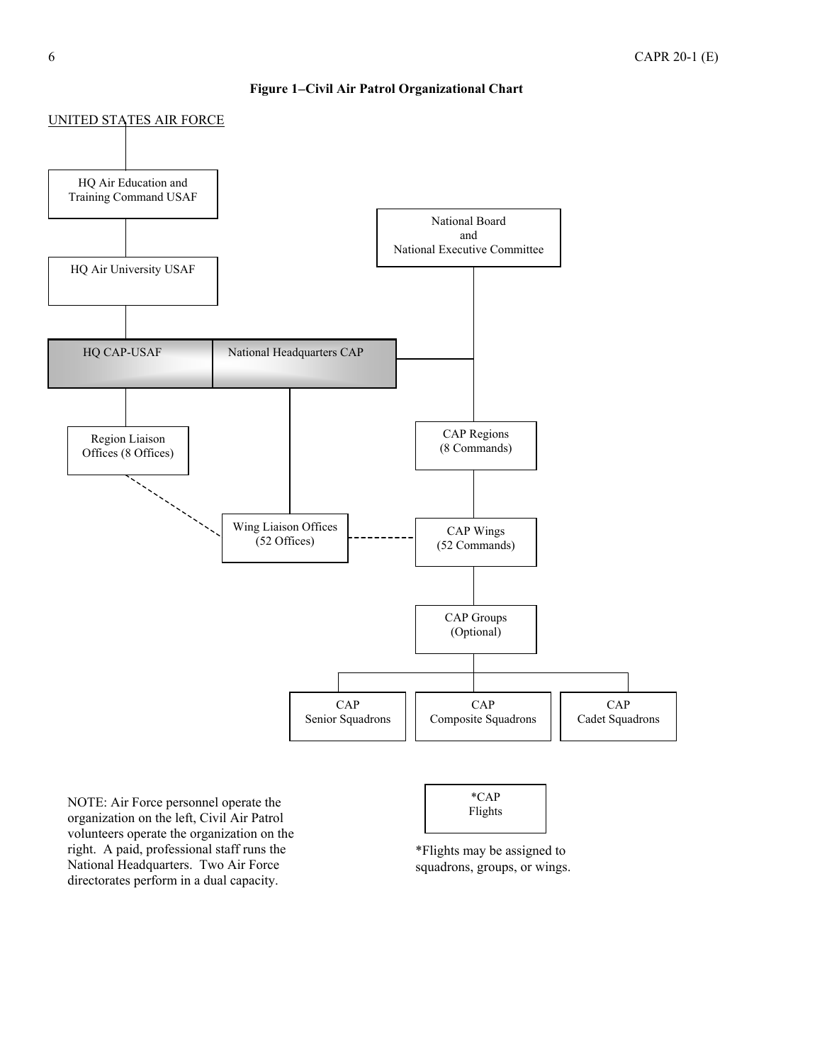**Figure 1–Civil Air Patrol Organizational Chart**

UNITED STATES AIR FORCE

HQ Air Education and Training Command USAF

HQ Air University USAF

HQ CAP-USAF

National Headquarters CAP

National Board and National Executive Committee

Region Liaison Offices (8 Offices)

CAP Regions (8 Commands)

Wing Liaison Offices (52 Offices)

CAP Wings (52 Commands)

CAP Groups (Optional)

CAP Senior Squadrons

CAP Composite Squadrons

CAP Cadet Squadrons

NOTE: Air Force personnel operate the organization on the left, Civil Air Patrol volunteers operate the organization on the right. A paid, professional staff runs the National Headquarters. Two Air Force directorates perform in a dual capacity.

*CAP Flights

*Flights may be assigned to squadrons, groups, or wings.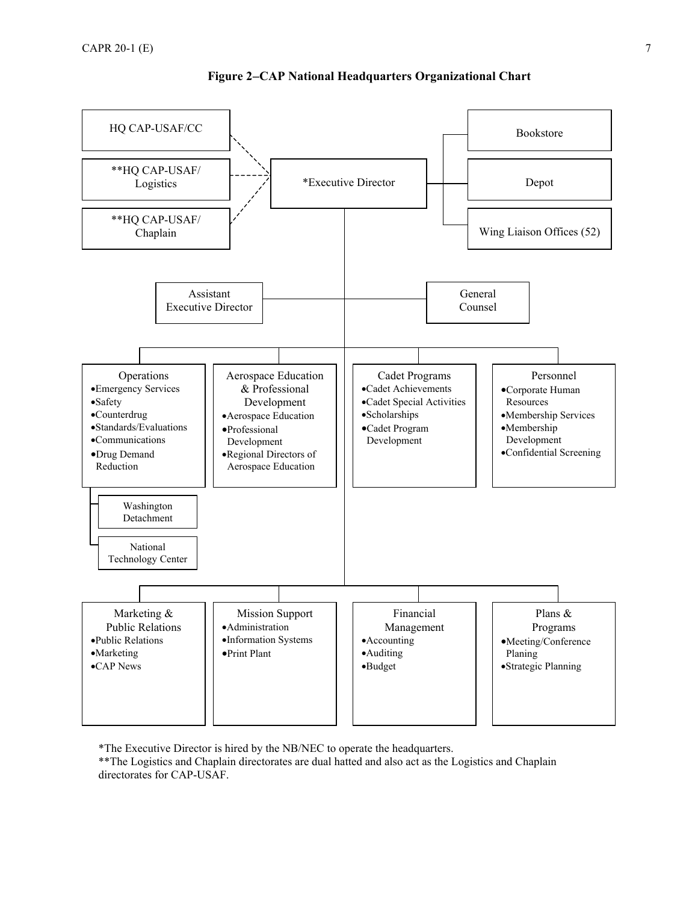**Figure 2–CAP National Headquarters Organizational Chart**

- HQ CAP-USAF/CC
- **HQ CAP-USAF/ Logistics
- **HQ CAP-USAF/ Chaplain

*Executive Director

- Bookstore
- Depot
- Wing Liaison Offices (52)

Assistant Executive Director

General Counsel

Operations
- Emergency Services
- Safety
- Counterdrug
- Standards/Evaluations
- Communications
- Drug Demand Reduction

Washington Detachment

National Technology Center

Aerospace Education & Professional Development
- Aerospace Education
- Professional Development
- Regional Directors of Aerospace Education

Cadet Programs
- Cadet Achievements
- Cadet Special Activities
- Scholarships
- Cadet Program Development

Personnel
- Corporate Human Resources
- Membership Services
- Membership Development
- Confidential Screening

Marketing & Public Relations
- Public Relations
- Marketing
- CAP News

Mission Support
- Administration
- Information Systems
- Print Plant

Financial Management
- Accounting
- Auditing
- Budget

Plans & Programs
- Meeting/Conference Planing
- Strategic Planning

*The Executive Director is hired by the NB/NEC to operate the headquarters.
**The Logistics and Chaplain directorates are dual hatted and also act as the Logistics and Chaplain directorates for CAP-USAF.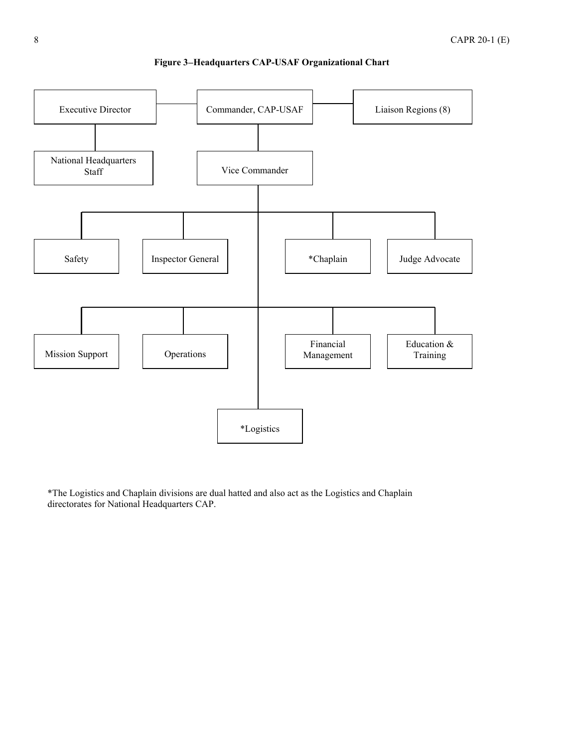**Figure 3–Headquarters CAP-USAF Organizational Chart**

- Commander, CAP-USAF
  - Executive Director
    - National Headquarters Staff
  - Liaison Regions (8)
  - Vice Commander
    - Safety
    - Inspector General
    - *Chaplain
    - Judge Advocate
    - Mission Support
    - Operations
    - Financial Management
    - Education & Training
    - *Logistics

*The Logistics and Chaplain divisions are dual hatted and also act as the Logistics and Chaplain directorates for National Headquarters CAP.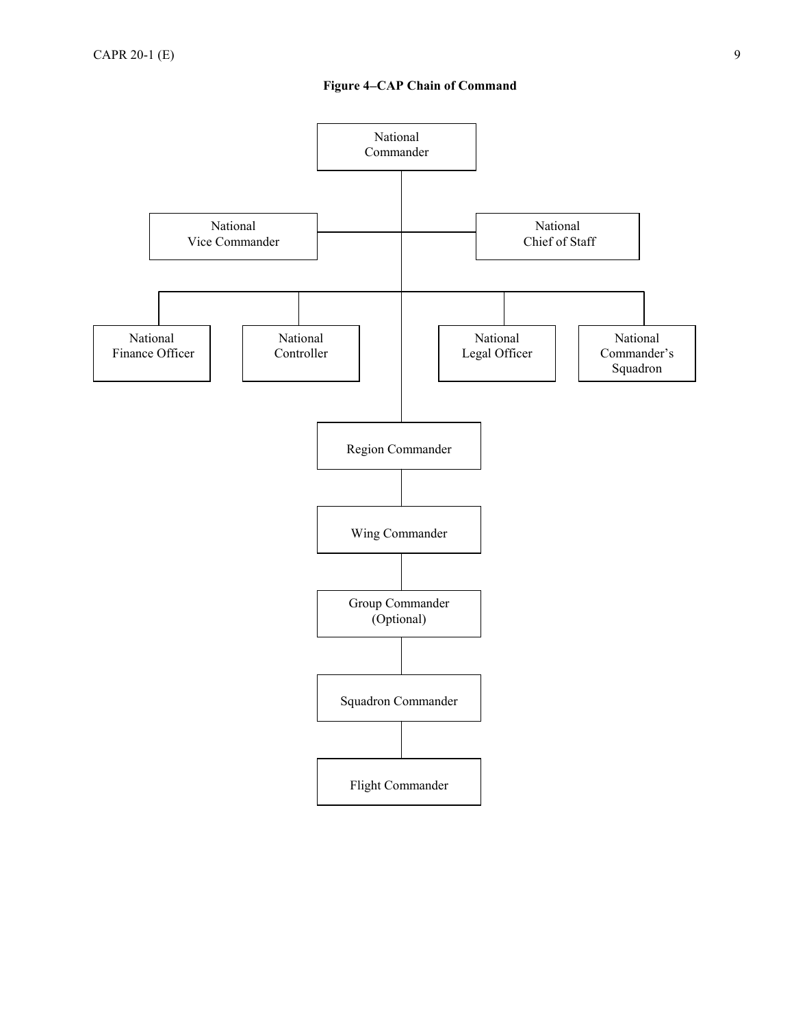**Figure 4–CAP Chain of Command**

National Commander

National Vice Commander

National Chief of Staff

National Finance Officer

National Controller

National Legal Officer

National Commander's Squadron

Region Commander

Wing Commander

Group Commander (Optional)

Squadron Commander

Flight Commander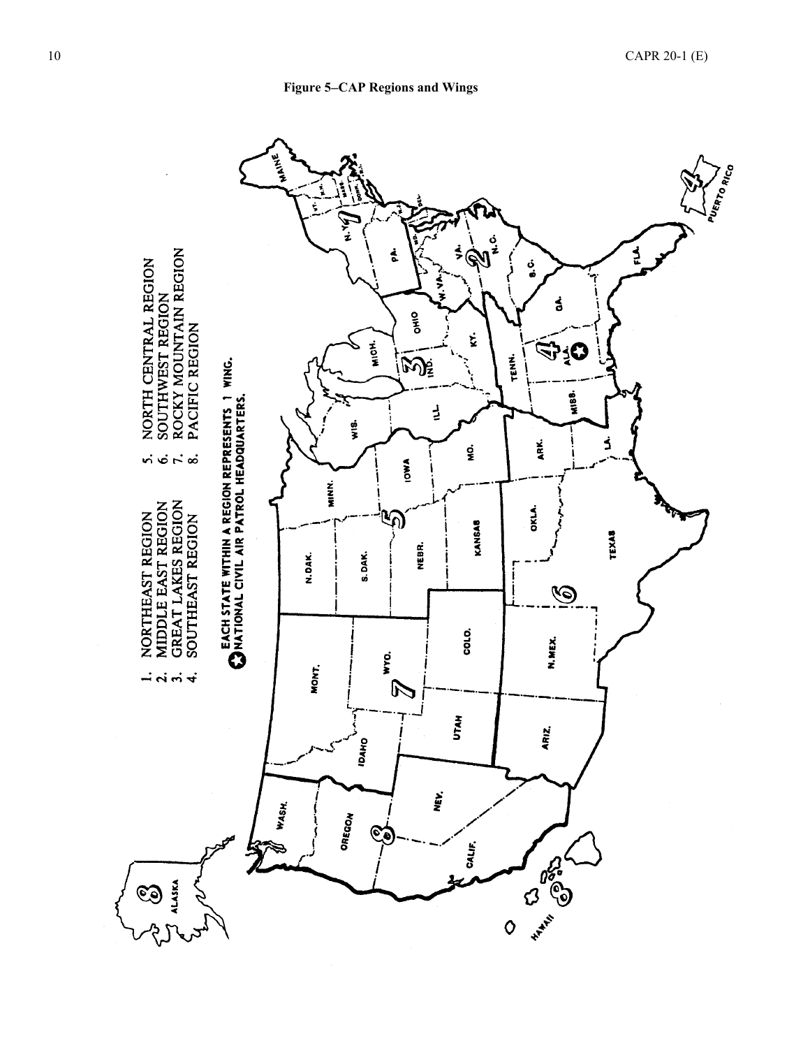**Figure 5–CAP Regions and Wings**

1. NORTHEAST REGION
2. MIDDLE EAST REGION
3. GREAT LAKES REGION
4. SOUTHEAST REGION
5. NORTH CENTRAL REGION
6. SOUTHWEST REGION
7. ROCKY MOUNTAIN REGION
8. PACIFIC REGION

EACH STATE WITHIN A REGION REPRESENTS 1 WING.

NATIONAL CIVIL AIR PATROL HEADQUARTERS.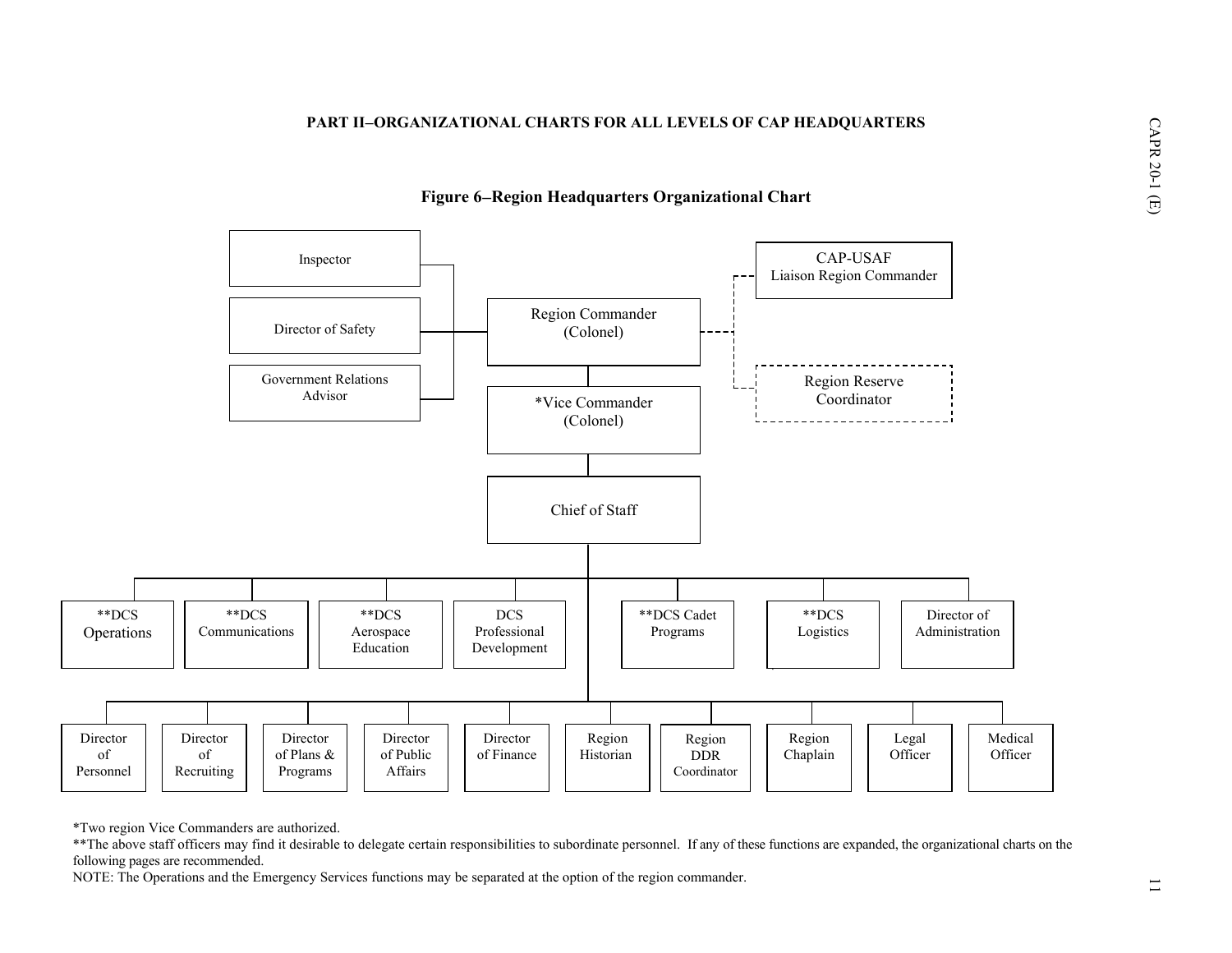## PART II–ORGANIZATIONAL CHARTS FOR ALL LEVELS OF CAP HEADQUARTERS

### Figure 6–Region Headquarters Organizational Chart

Inspector

Director of Safety

Government Relations Advisor

Region Commander (Colonel)

CAP-USAF Liaison Region Commander

Region Reserve Coordinator

*Vice Commander (Colonel)

Chief of Staff

**DCS Operations

**DCS Communications

**DCS Aerospace Education

DCS Professional Development

**DCS Cadet Programs

**DCS Logistics

Director of Administration

Director of Personnel

Director of Recruiting

Director of Plans & Programs

Director of Public Affairs

Director of Finance

Region Historian

Region DDR Coordinator

Region Chaplain

Legal Officer

Medical Officer

*Two region Vice Commanders are authorized.

**The above staff officers may find it desirable to delegate certain responsibilities to subordinate personnel. If any of these functions are expanded, the organizational charts on the following pages are recommended.

NOTE: The Operations and the Emergency Services functions may be separated at the option of the region commander.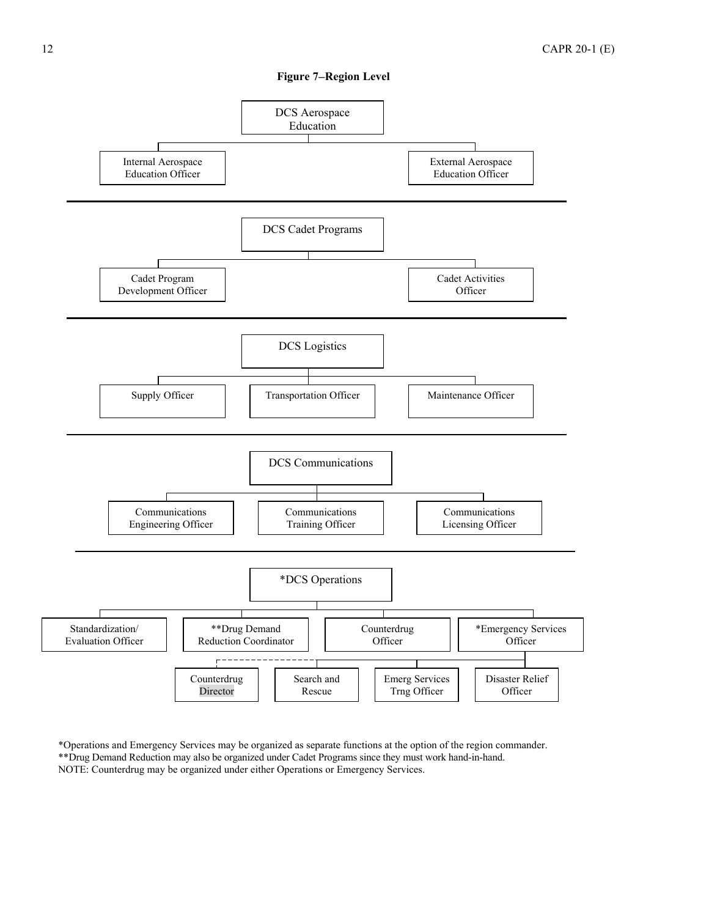**Figure 7–Region Level**

DCS Aerospace Education
- Internal Aerospace Education Officer
- External Aerospace Education Officer

---

DCS Cadet Programs
- Cadet Program Development Officer
- Cadet Activities Officer

---

DCS Logistics
- Supply Officer
- Transportation Officer
- Maintenance Officer

---

DCS Communications
- Communications Engineering Officer
- Communications Training Officer
- Communications Licensing Officer

---

*DCS Operations
- Standardization/ Evaluation Officer
- **Drug Demand Reduction Coordinator
- Counterdrug Officer
- *Emergency Services Officer
  - Counterdrug Director
  - Search and Rescue
  - Emerg Services Trng Officer
  - Disaster Relief Officer

*Operations and Emergency Services may be organized as separate functions at the option of the region commander.
**Drug Demand Reduction may also be organized under Cadet Programs since they must work hand-in-hand.
NOTE: Counterdrug may be organized under either Operations or Emergency Services.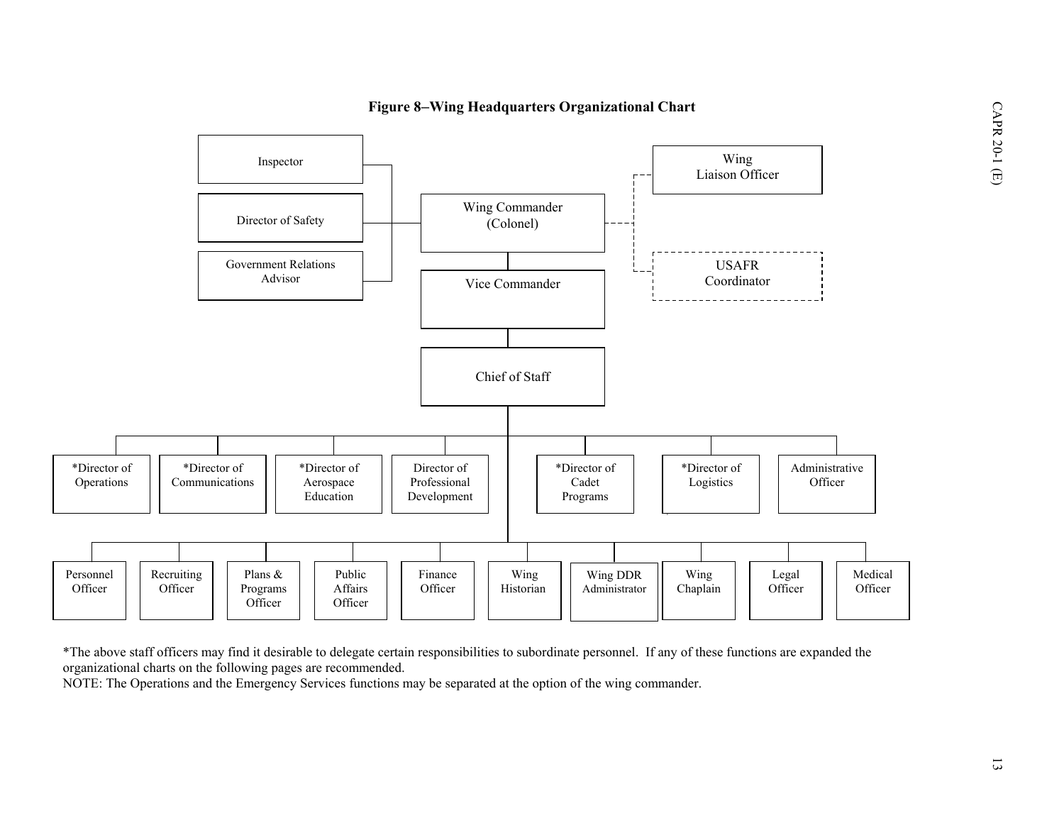**Figure 8–Wing Headquarters Organizational Chart**

- Wing Commander (Colonel)
  - Inspector
  - Director of Safety
  - Government Relations Advisor
  - Wing Liaison Officer (dashed line)
  - USAFR Coordinator (dashed line)
  - Vice Commander
    - Chief of Staff
      - *Director of Operations
      - *Director of Communications
      - *Director of Aerospace Education
      - Director of Professional Development
      - *Director of Cadet Programs
      - *Director of Logistics
      - Administrative Officer
      - Personnel Officer
      - Recruiting Officer
      - Plans & Programs Officer
      - Public Affairs Officer
      - Finance Officer
      - Wing Historian
      - Wing DDR Administrator
      - Wing Chaplain
      - Legal Officer
      - Medical Officer

*The above staff officers may find it desirable to delegate certain responsibilities to subordinate personnel. If any of these functions are expanded the organizational charts on the following pages are recommended.

NOTE: The Operations and the Emergency Services functions may be separated at the option of the wing commander.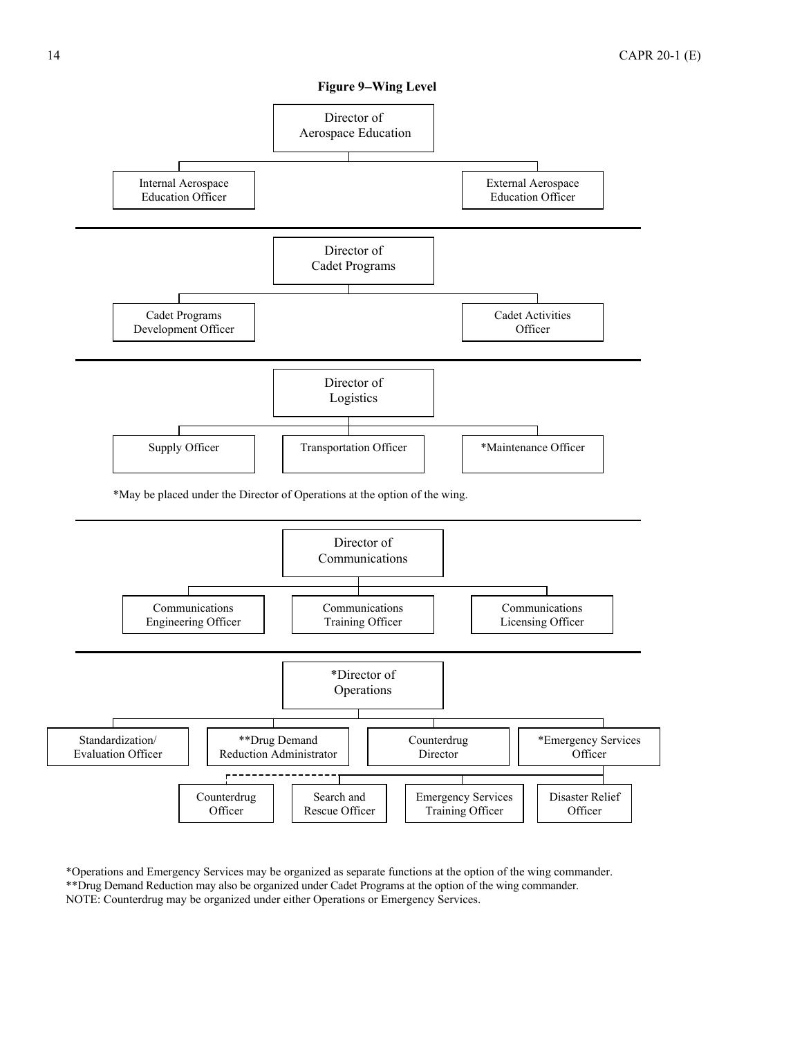**Figure 9–Wing Level**

- Director of Aerospace Education
  - Internal Aerospace Education Officer
  - External Aerospace Education Officer

---

- Director of Cadet Programs
  - Cadet Programs Development Officer
  - Cadet Activities Officer

---

- Director of Logistics
  - Supply Officer
  - Transportation Officer
  - *Maintenance Officer

*May be placed under the Director of Operations at the option of the wing.

---

- Director of Communications
  - Communications Engineering Officer
  - Communications Training Officer
  - Communications Licensing Officer

---

- *Director of Operations
  - Standardization/ Evaluation Officer
  - **Drug Demand Reduction Administrator
  - Counterdrug Director
  - *Emergency Services Officer
    - Counterdrug Officer (dashed line)
    - Search and Rescue Officer
    - Emergency Services Training Officer
    - Disaster Relief Officer

*Operations and Emergency Services may be organized as separate functions at the option of the wing commander.
**Drug Demand Reduction may also be organized under Cadet Programs at the option of the wing commander.
NOTE: Counterdrug may be organized under either Operations or Emergency Services.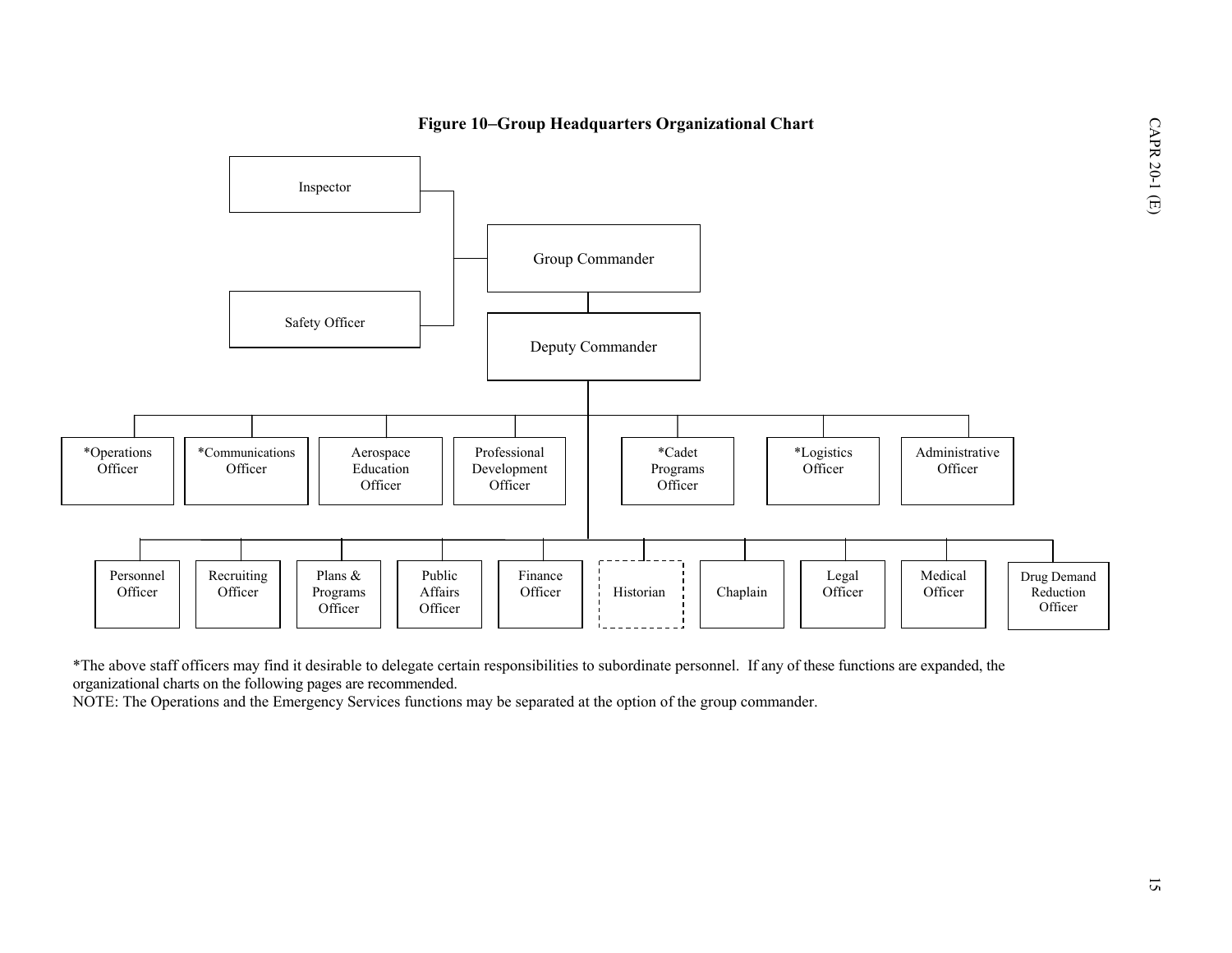**Figure 10–Group Headquarters Organizational Chart**

- Group Commander
  - Inspector
  - Safety Officer
  - Deputy Commander
    - *Operations Officer
    - *Communications Officer
    - Aerospace Education Officer
    - Professional Development Officer
    - *Cadet Programs Officer
    - *Logistics Officer
    - Administrative Officer
    - Personnel Officer
    - Recruiting Officer
    - Plans & Programs Officer
    - Public Affairs Officer
    - Finance Officer
    - Historian
    - Chaplain
    - Legal Officer
    - Medical Officer
    - Drug Demand Reduction Officer

*The above staff officers may find it desirable to delegate certain responsibilities to subordinate personnel. If any of these functions are expanded, the organizational charts on the following pages are recommended.

NOTE: The Operations and the Emergency Services functions may be separated at the option of the group commander.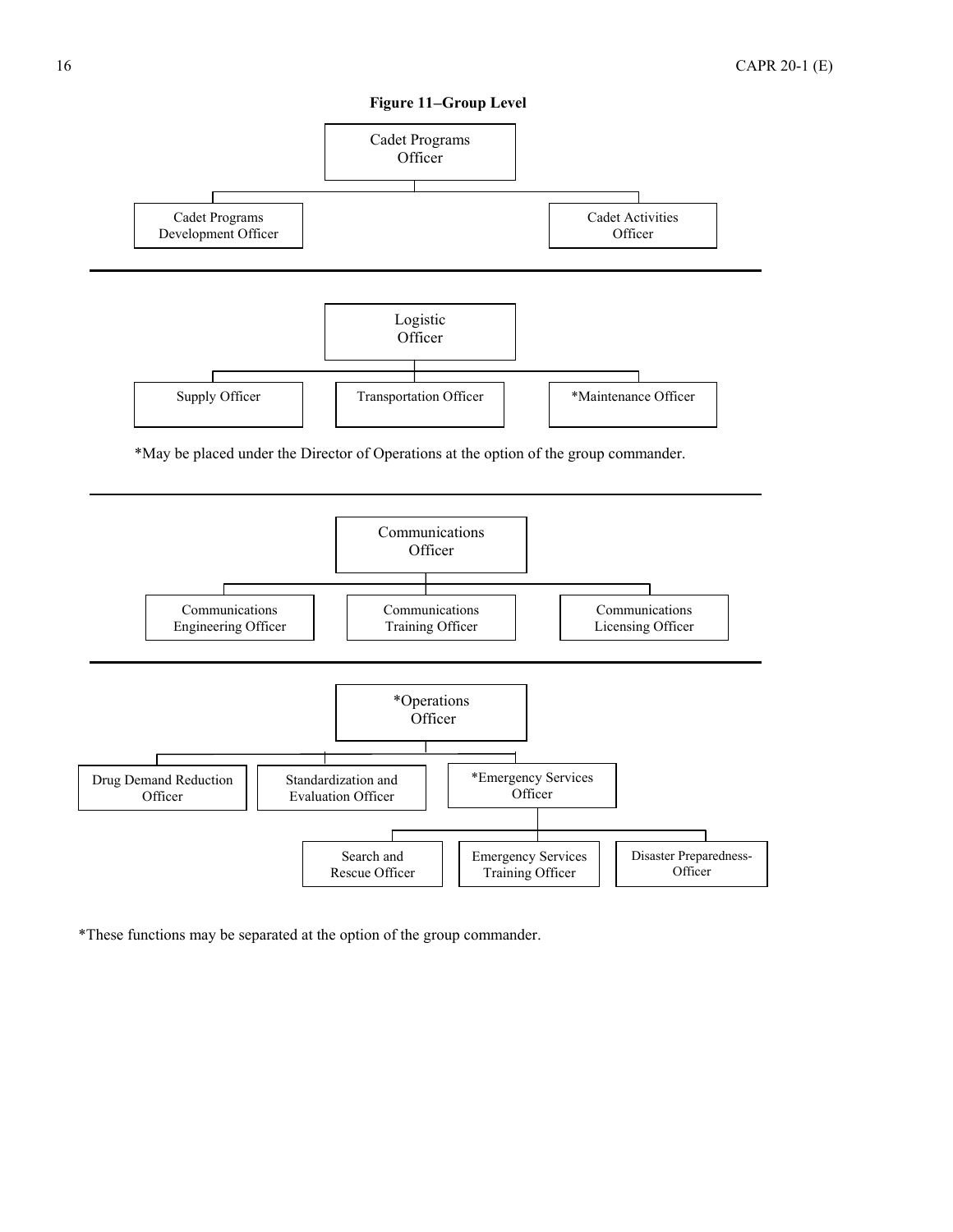**Figure 11–Group Level**

- Cadet Programs Officer
  - Cadet Programs Development Officer
  - Cadet Activities Officer

---

- Logistic Officer
  - Supply Officer
  - Transportation Officer
  - *Maintenance Officer

*May be placed under the Director of Operations at the option of the group commander.

---

- Communications Officer
  - Communications Engineering Officer
  - Communications Training Officer
  - Communications Licensing Officer

---

- *Operations Officer
  - Drug Demand Reduction Officer
  - Standardization and Evaluation Officer
  - *Emergency Services Officer
    - Search and Rescue Officer
    - Emergency Services Training Officer
    - Disaster Preparedness-Officer

*These functions may be separated at the option of the group commander.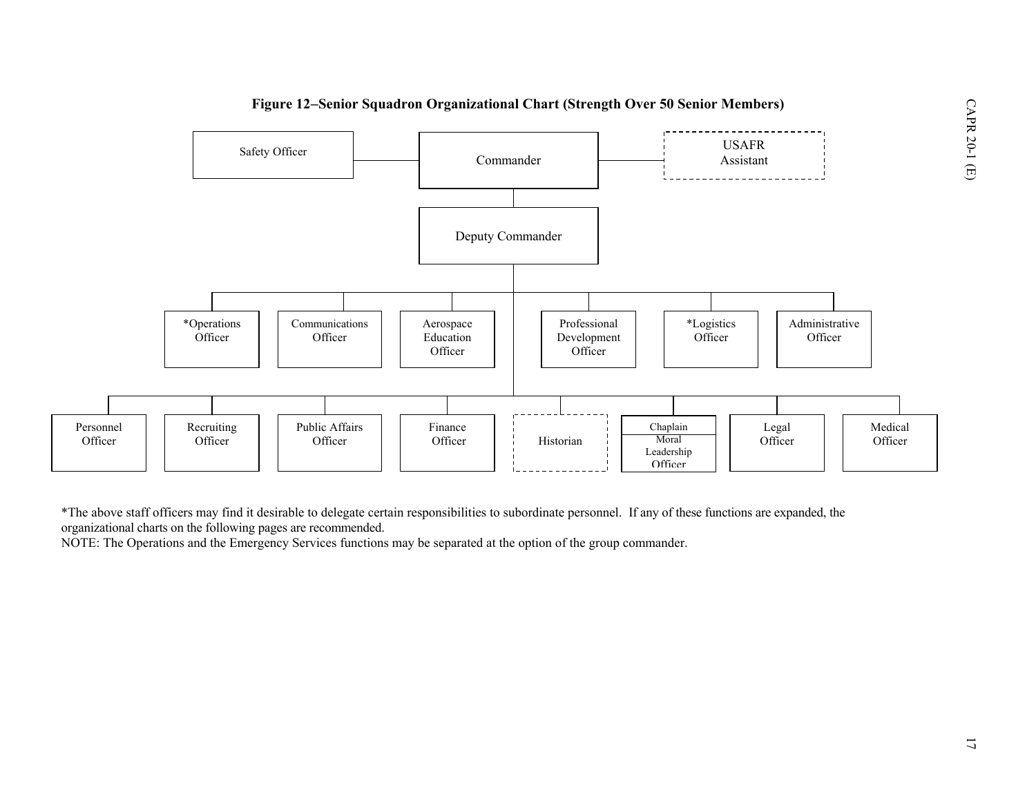**Figure 12–Senior Squadron Organizational Chart (Strength Over 50 Senior Members)**

- Commander
  - Safety Officer
  - USAFR Assistant
  - Deputy Commander
    - *Operations Officer
    - Communications Officer
    - Aerospace Education Officer
    - Professional Development Officer
    - *Logistics Officer
    - Administrative Officer
    - Personnel Officer
    - Recruiting Officer
    - Public Affairs Officer
    - Finance Officer
    - Historian
    - Chaplain / Moral Leadership Officer
    - Legal Officer
    - Medical Officer

*The above staff officers may find it desirable to delegate certain responsibilities to subordinate personnel. If any of these functions are expanded, the organizational charts on the following pages are recommended.

NOTE: The Operations and the Emergency Services functions may be separated at the option of the group commander.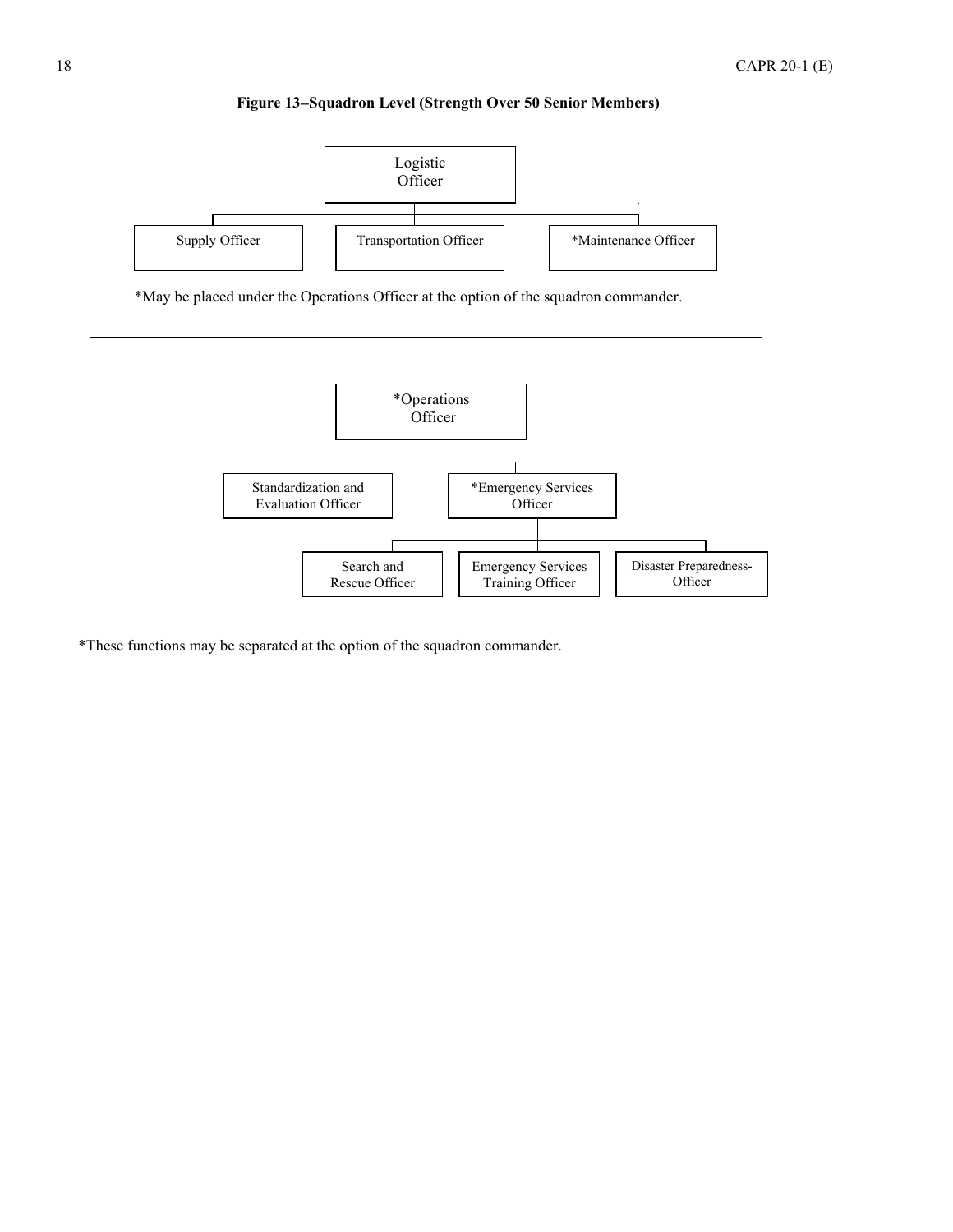**Figure 13–Squadron Level (Strength Over 50 Senior Members)**

- Logistic Officer
  - Supply Officer
  - Transportation Officer
  - *Maintenance Officer

*May be placed under the Operations Officer at the option of the squadron commander.

---

- *Operations Officer
  - Standardization and Evaluation Officer
  - *Emergency Services Officer
    - Search and Rescue Officer
    - Emergency Services Training Officer
    - Disaster Preparedness-Officer

*These functions may be separated at the option of the squadron commander.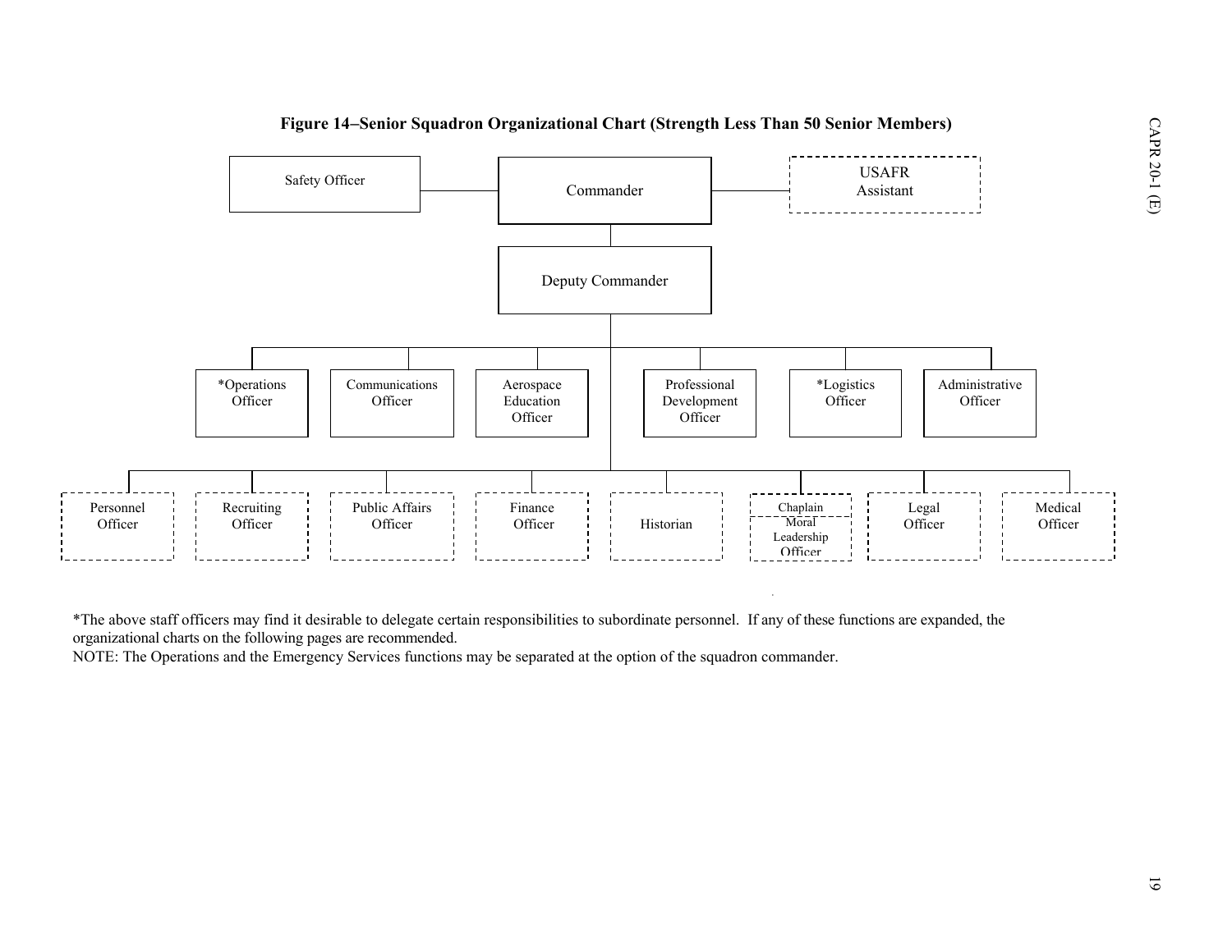**Figure 14–Senior Squadron Organizational Chart (Strength Less Than 50 Senior Members)**

- Commander
  - Safety Officer
  - USAFR Assistant
  - Deputy Commander
    - *Operations Officer
    - Communications Officer
    - Aerospace Education Officer
    - Professional Development Officer
    - *Logistics Officer
    - Administrative Officer
    - Personnel Officer
    - Recruiting Officer
    - Public Affairs Officer
    - Finance Officer
    - Historian
    - Chaplain / Moral Leadership Officer
    - Legal Officer
    - Medical Officer

*The above staff officers may find it desirable to delegate certain responsibilities to subordinate personnel. If any of these functions are expanded, the organizational charts on the following pages are recommended.

NOTE: The Operations and the Emergency Services functions may be separated at the option of the squadron commander.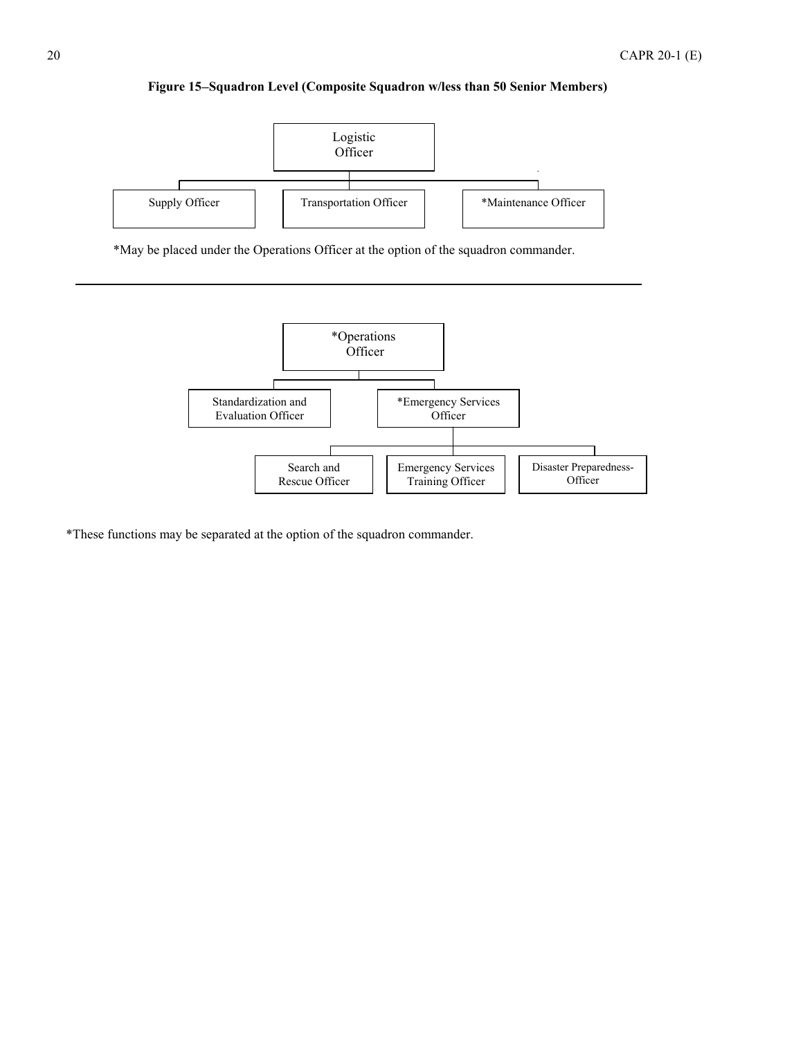**Figure 15–Squadron Level (Composite Squadron w/less than 50 Senior Members)**

- Logistic Officer
  - Supply Officer
  - Transportation Officer
  - *Maintenance Officer

*May be placed under the Operations Officer at the option of the squadron commander.

---

- *Operations Officer
  - Standardization and Evaluation Officer
  - *Emergency Services Officer
    - Search and Rescue Officer
    - Emergency Services Training Officer
    - Disaster Preparedness-Officer

*These functions may be separated at the option of the squadron commander.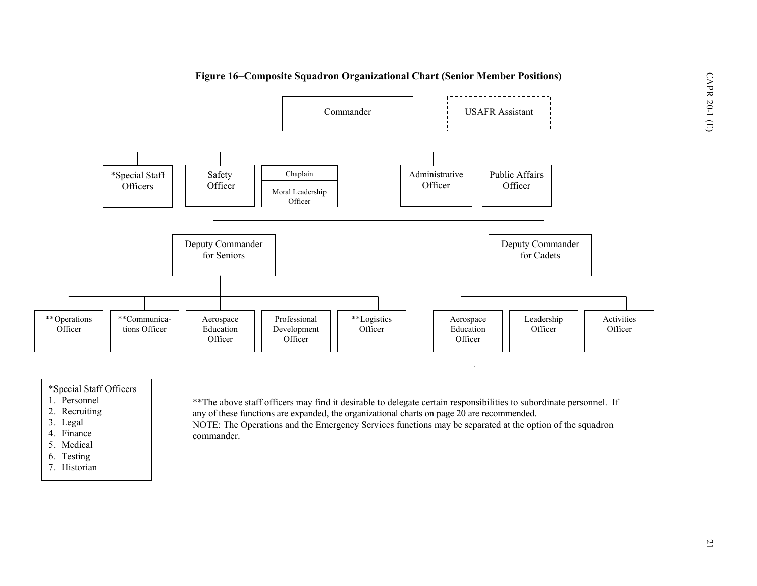**Figure 16–Composite Squadron Organizational Chart (Senior Member Positions)**

- Commander
  - USAFR Assistant (dashed line)
  - *Special Staff Officers
  - Safety Officer
  - Chaplain / Moral Leadership Officer
  - Administrative Officer
  - Public Affairs Officer
  - Deputy Commander for Seniors
    - **Operations Officer
    - **Communications Officer
    - Aerospace Education Officer
    - Professional Development Officer
    - **Logistics Officer
  - Deputy Commander for Cadets
    - Aerospace Education Officer
    - Leadership Officer
    - Activities Officer

*Special Staff Officers
1. Personnel
2. Recruiting
3. Legal
4. Finance
5. Medical
6. Testing
7. Historian

**The above staff officers may find it desirable to delegate certain responsibilities to subordinate personnel. If any of these functions are expanded, the organizational charts on page 20 are recommended.

NOTE: The Operations and the Emergency Services functions may be separated at the option of the squadron commander.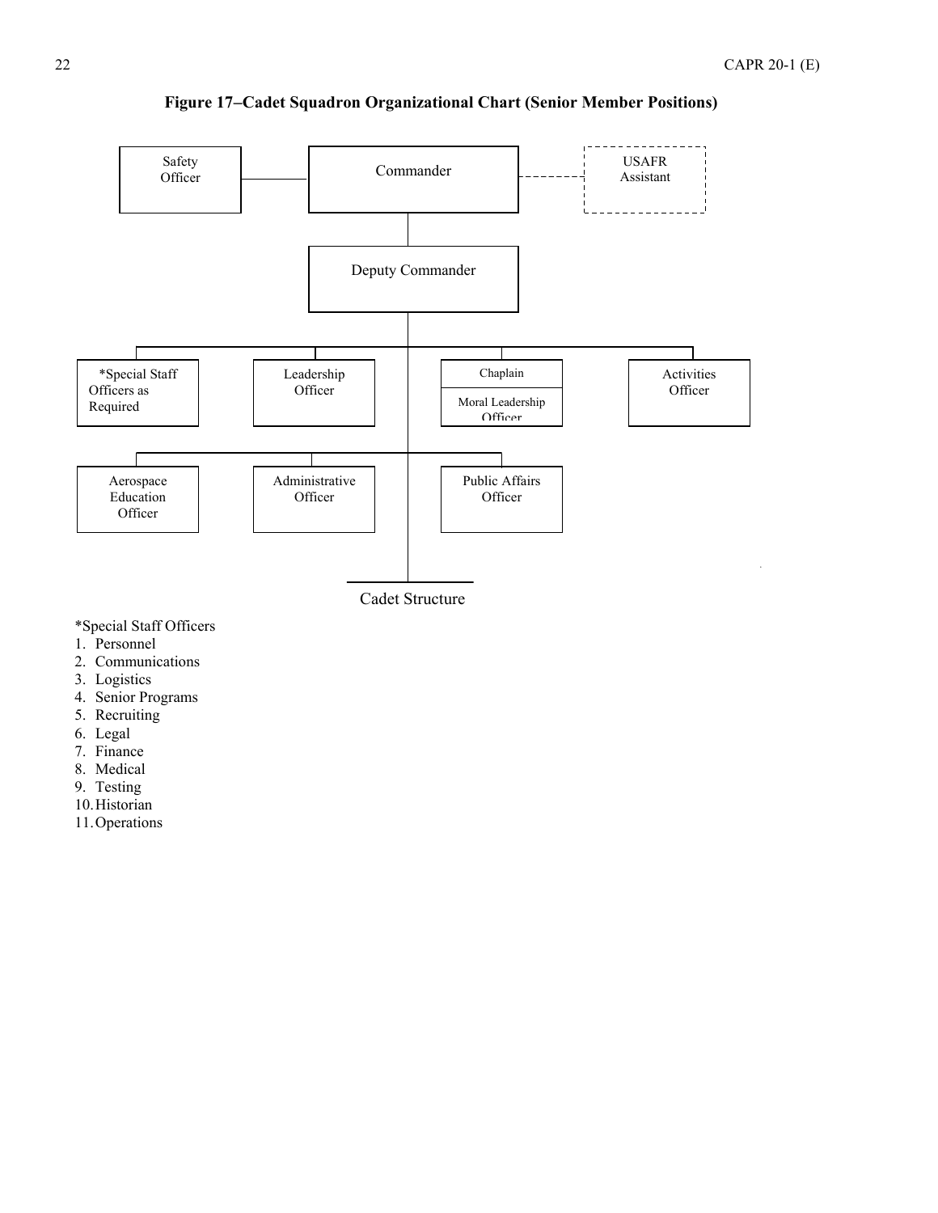**Figure 17–Cadet Squadron Organizational Chart (Senior Member Positions)**

Safety Officer

Commander

USAFR Assistant

Deputy Commander

*Special Staff Officers as Required

Leadership Officer

Chaplain

Moral Leadership Officer

Activities Officer

Aerospace Education Officer

Administrative Officer

Public Affairs Officer

Cadet Structure

*Special Staff Officers

1. Personnel
2. Communications
3. Logistics
4. Senior Programs
5. Recruiting
6. Legal
7. Finance
8. Medical
9. Testing
10. Historian
11. Operations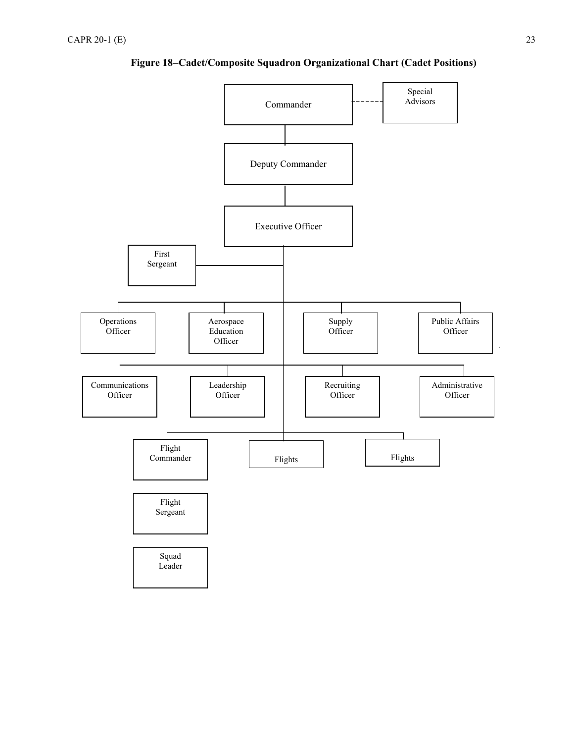**Figure 18–Cadet/Composite Squadron Organizational Chart (Cadet Positions)**

Commander

Special Advisors

Deputy Commander

Executive Officer

First Sergeant

Operations Officer

Aerospace Education Officer

Supply Officer

Public Affairs Officer

Communications Officer

Leadership Officer

Recruiting Officer

Administrative Officer

Flight Commander

Flights

Flights

Flight Sergeant

Squad Leader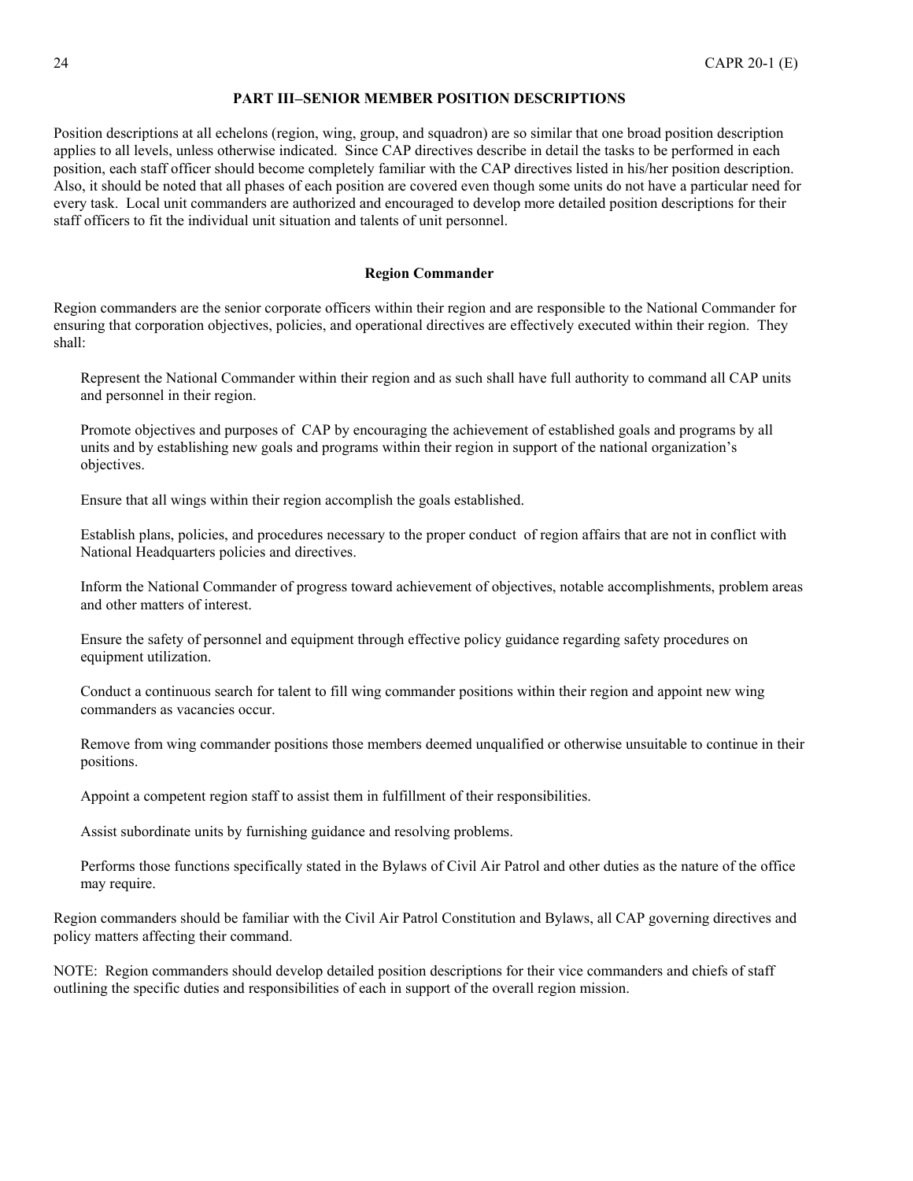## PART III–SENIOR MEMBER POSITION DESCRIPTIONS

Position descriptions at all echelons (region, wing, group, and squadron) are so similar that one broad position description applies to all levels, unless otherwise indicated. Since CAP directives describe in detail the tasks to be performed in each position, each staff officer should become completely familiar with the CAP directives listed in his/her position description. Also, it should be noted that all phases of each position are covered even though some units do not have a particular need for every task. Local unit commanders are authorized and encouraged to develop more detailed position descriptions for their staff officers to fit the individual unit situation and talents of unit personnel.

### Region Commander

Region commanders are the senior corporate officers within their region and are responsible to the National Commander for ensuring that corporation objectives, policies, and operational directives are effectively executed within their region. They shall:

Represent the National Commander within their region and as such shall have full authority to command all CAP units and personnel in their region.

Promote objectives and purposes of CAP by encouraging the achievement of established goals and programs by all units and by establishing new goals and programs within their region in support of the national organization's objectives.

Ensure that all wings within their region accomplish the goals established.

Establish plans, policies, and procedures necessary to the proper conduct of region affairs that are not in conflict with National Headquarters policies and directives.

Inform the National Commander of progress toward achievement of objectives, notable accomplishments, problem areas and other matters of interest.

Ensure the safety of personnel and equipment through effective policy guidance regarding safety procedures on equipment utilization.

Conduct a continuous search for talent to fill wing commander positions within their region and appoint new wing commanders as vacancies occur.

Remove from wing commander positions those members deemed unqualified or otherwise unsuitable to continue in their positions.

Appoint a competent region staff to assist them in fulfillment of their responsibilities.

Assist subordinate units by furnishing guidance and resolving problems.

Performs those functions specifically stated in the Bylaws of Civil Air Patrol and other duties as the nature of the office may require.

Region commanders should be familiar with the Civil Air Patrol Constitution and Bylaws, all CAP governing directives and policy matters affecting their command.

NOTE: Region commanders should develop detailed position descriptions for their vice commanders and chiefs of staff outlining the specific duties and responsibilities of each in support of the overall region mission.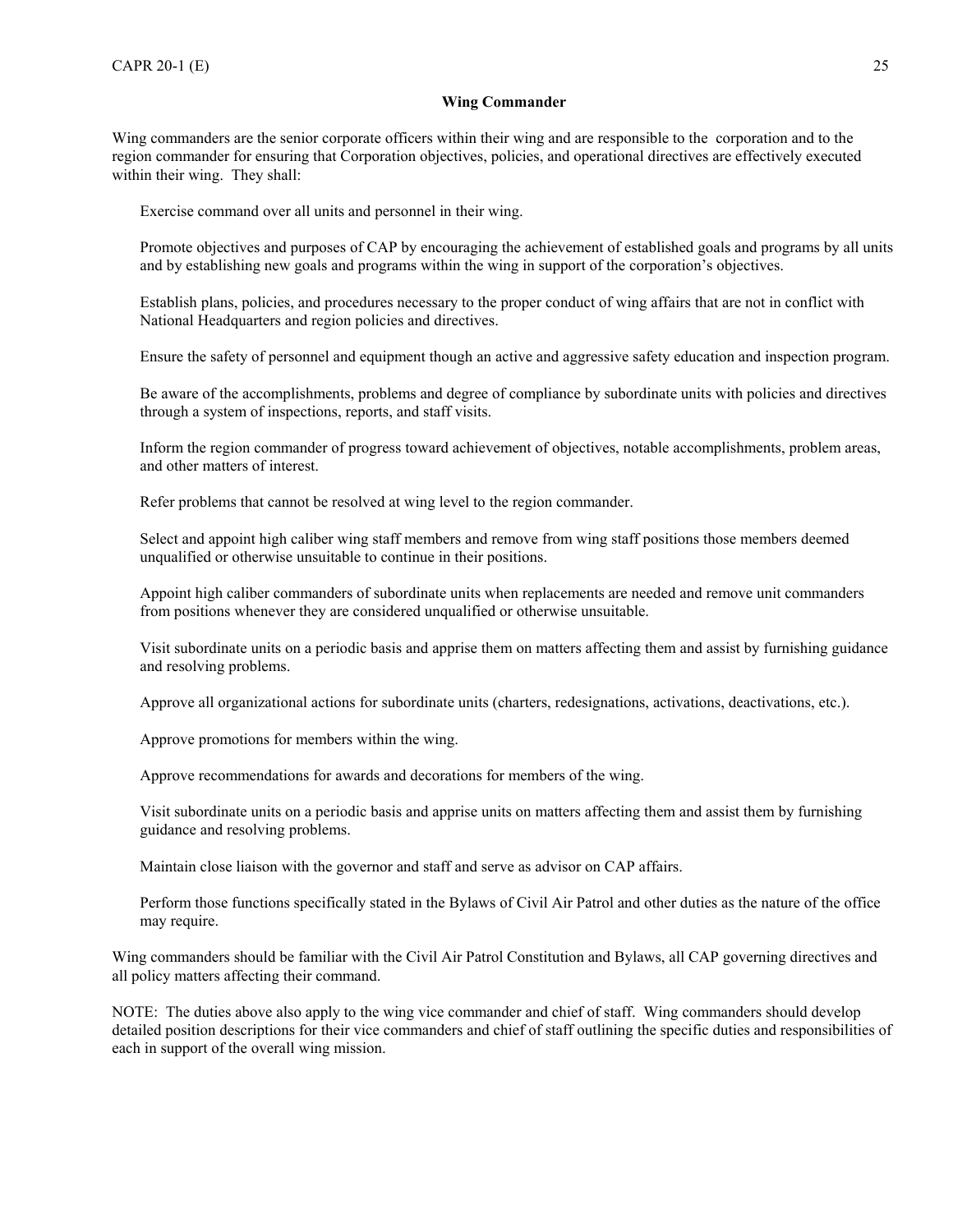### Wing Commander

Wing commanders are the senior corporate officers within their wing and are responsible to the corporation and to the region commander for ensuring that Corporation objectives, policies, and operational directives are effectively executed within their wing. They shall:

Exercise command over all units and personnel in their wing.

Promote objectives and purposes of CAP by encouraging the achievement of established goals and programs by all units and by establishing new goals and programs within the wing in support of the corporation's objectives.

Establish plans, policies, and procedures necessary to the proper conduct of wing affairs that are not in conflict with National Headquarters and region policies and directives.

Ensure the safety of personnel and equipment though an active and aggressive safety education and inspection program.

Be aware of the accomplishments, problems and degree of compliance by subordinate units with policies and directives through a system of inspections, reports, and staff visits.

Inform the region commander of progress toward achievement of objectives, notable accomplishments, problem areas, and other matters of interest.

Refer problems that cannot be resolved at wing level to the region commander.

Select and appoint high caliber wing staff members and remove from wing staff positions those members deemed unqualified or otherwise unsuitable to continue in their positions.

Appoint high caliber commanders of subordinate units when replacements are needed and remove unit commanders from positions whenever they are considered unqualified or otherwise unsuitable.

Visit subordinate units on a periodic basis and apprise them on matters affecting them and assist by furnishing guidance and resolving problems.

Approve all organizational actions for subordinate units (charters, redesignations, activations, deactivations, etc.).

Approve promotions for members within the wing.

Approve recommendations for awards and decorations for members of the wing.

Visit subordinate units on a periodic basis and apprise units on matters affecting them and assist them by furnishing guidance and resolving problems.

Maintain close liaison with the governor and staff and serve as advisor on CAP affairs.

Perform those functions specifically stated in the Bylaws of Civil Air Patrol and other duties as the nature of the office may require.

Wing commanders should be familiar with the Civil Air Patrol Constitution and Bylaws, all CAP governing directives and all policy matters affecting their command.

NOTE: The duties above also apply to the wing vice commander and chief of staff. Wing commanders should develop detailed position descriptions for their vice commanders and chief of staff outlining the specific duties and responsibilities of each in support of the overall wing mission.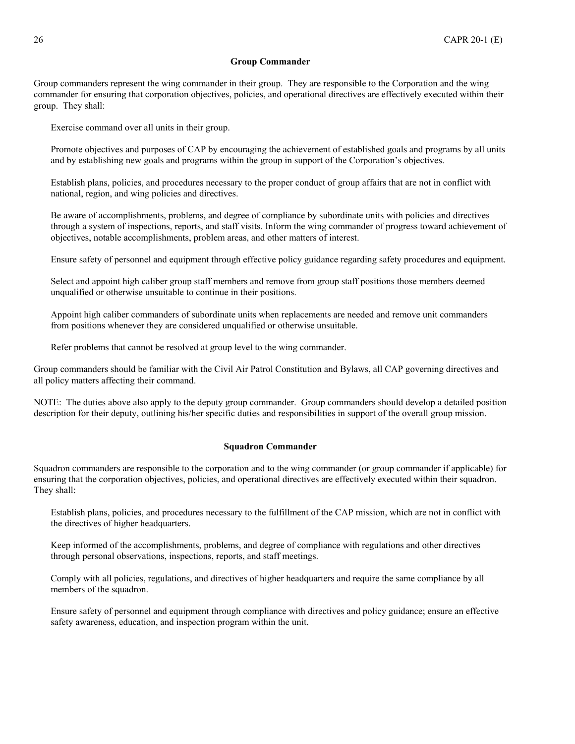### Group Commander

Group commanders represent the wing commander in their group. They are responsible to the Corporation and the wing commander for ensuring that corporation objectives, policies, and operational directives are effectively executed within their group. They shall:

Exercise command over all units in their group.

Promote objectives and purposes of CAP by encouraging the achievement of established goals and programs by all units and by establishing new goals and programs within the group in support of the Corporation's objectives.

Establish plans, policies, and procedures necessary to the proper conduct of group affairs that are not in conflict with national, region, and wing policies and directives.

Be aware of accomplishments, problems, and degree of compliance by subordinate units with policies and directives through a system of inspections, reports, and staff visits. Inform the wing commander of progress toward achievement of objectives, notable accomplishments, problem areas, and other matters of interest.

Ensure safety of personnel and equipment through effective policy guidance regarding safety procedures and equipment.

Select and appoint high caliber group staff members and remove from group staff positions those members deemed unqualified or otherwise unsuitable to continue in their positions.

Appoint high caliber commanders of subordinate units when replacements are needed and remove unit commanders from positions whenever they are considered unqualified or otherwise unsuitable.

Refer problems that cannot be resolved at group level to the wing commander.

Group commanders should be familiar with the Civil Air Patrol Constitution and Bylaws, all CAP governing directives and all policy matters affecting their command.

NOTE: The duties above also apply to the deputy group commander. Group commanders should develop a detailed position description for their deputy, outlining his/her specific duties and responsibilities in support of the overall group mission.

### Squadron Commander

Squadron commanders are responsible to the corporation and to the wing commander (or group commander if applicable) for ensuring that the corporation objectives, policies, and operational directives are effectively executed within their squadron. They shall:

Establish plans, policies, and procedures necessary to the fulfillment of the CAP mission, which are not in conflict with the directives of higher headquarters.

Keep informed of the accomplishments, problems, and degree of compliance with regulations and other directives through personal observations, inspections, reports, and staff meetings.

Comply with all policies, regulations, and directives of higher headquarters and require the same compliance by all members of the squadron.

Ensure safety of personnel and equipment through compliance with directives and policy guidance; ensure an effective safety awareness, education, and inspection program within the unit.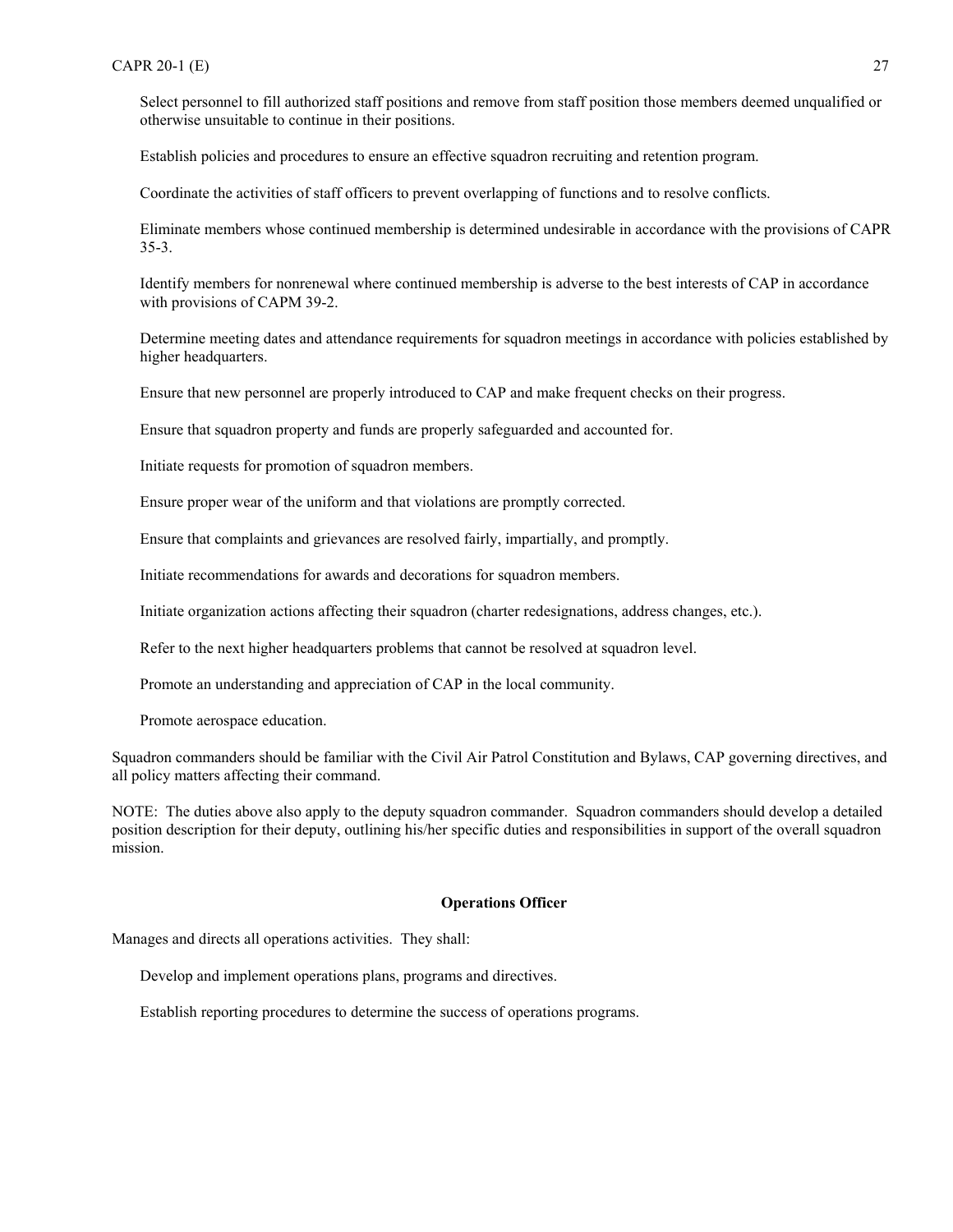Select personnel to fill authorized staff positions and remove from staff position those members deemed unqualified or otherwise unsuitable to continue in their positions.

Establish policies and procedures to ensure an effective squadron recruiting and retention program.

Coordinate the activities of staff officers to prevent overlapping of functions and to resolve conflicts.

Eliminate members whose continued membership is determined undesirable in accordance with the provisions of CAPR 35-3.

Identify members for nonrenewal where continued membership is adverse to the best interests of CAP in accordance with provisions of CAPM 39-2.

Determine meeting dates and attendance requirements for squadron meetings in accordance with policies established by higher headquarters.

Ensure that new personnel are properly introduced to CAP and make frequent checks on their progress.

Ensure that squadron property and funds are properly safeguarded and accounted for.

Initiate requests for promotion of squadron members.

Ensure proper wear of the uniform and that violations are promptly corrected.

Ensure that complaints and grievances are resolved fairly, impartially, and promptly.

Initiate recommendations for awards and decorations for squadron members.

Initiate organization actions affecting their squadron (charter redesignations, address changes, etc.).

Refer to the next higher headquarters problems that cannot be resolved at squadron level.

Promote an understanding and appreciation of CAP in the local community.

Promote aerospace education.

Squadron commanders should be familiar with the Civil Air Patrol Constitution and Bylaws, CAP governing directives, and all policy matters affecting their command.

NOTE: The duties above also apply to the deputy squadron commander. Squadron commanders should develop a detailed position description for their deputy, outlining his/her specific duties and responsibilities in support of the overall squadron mission.

**Operations Officer**

Manages and directs all operations activities. They shall:

Develop and implement operations plans, programs and directives.

Establish reporting procedures to determine the success of operations programs.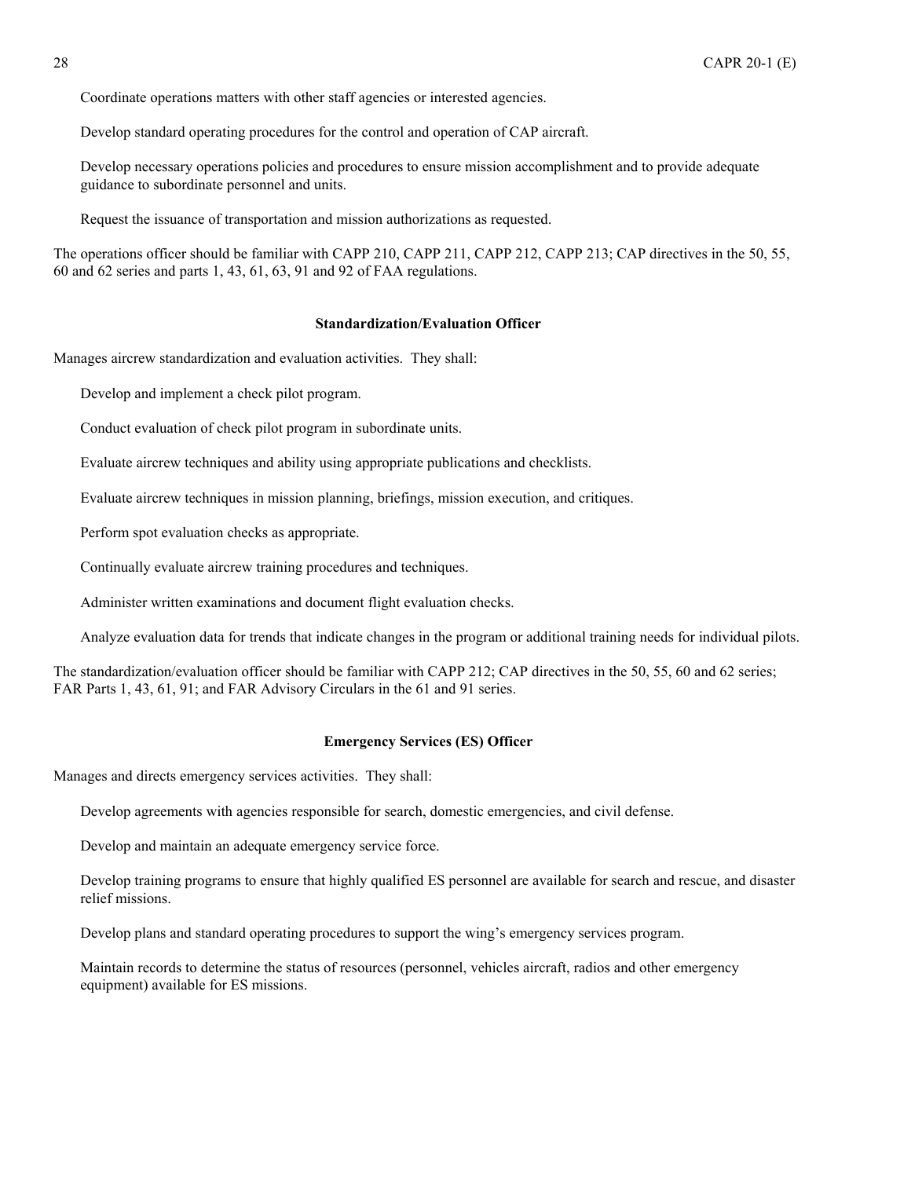Coordinate operations matters with other staff agencies or interested agencies.

Develop standard operating procedures for the control and operation of CAP aircraft.

Develop necessary operations policies and procedures to ensure mission accomplishment and to provide adequate guidance to subordinate personnel and units.

Request the issuance of transportation and mission authorizations as requested.

The operations officer should be familiar with CAPP 210, CAPP 211, CAPP 212, CAPP 213; CAP directives in the 50, 55, 60 and 62 series and parts 1, 43, 61, 63, 91 and 92 of FAA regulations.

### Standardization/Evaluation Officer

Manages aircrew standardization and evaluation activities. They shall:

Develop and implement a check pilot program.

Conduct evaluation of check pilot program in subordinate units.

Evaluate aircrew techniques and ability using appropriate publications and checklists.

Evaluate aircrew techniques in mission planning, briefings, mission execution, and critiques.

Perform spot evaluation checks as appropriate.

Continually evaluate aircrew training procedures and techniques.

Administer written examinations and document flight evaluation checks.

Analyze evaluation data for trends that indicate changes in the program or additional training needs for individual pilots.

The standardization/evaluation officer should be familiar with CAPP 212; CAP directives in the 50, 55, 60 and 62 series; FAR Parts 1, 43, 61, 91; and FAR Advisory Circulars in the 61 and 91 series.

### Emergency Services (ES) Officer

Manages and directs emergency services activities. They shall:

Develop agreements with agencies responsible for search, domestic emergencies, and civil defense.

Develop and maintain an adequate emergency service force.

Develop training programs to ensure that highly qualified ES personnel are available for search and rescue, and disaster relief missions.

Develop plans and standard operating procedures to support the wing's emergency services program.

Maintain records to determine the status of resources (personnel, vehicles aircraft, radios and other emergency equipment) available for ES missions.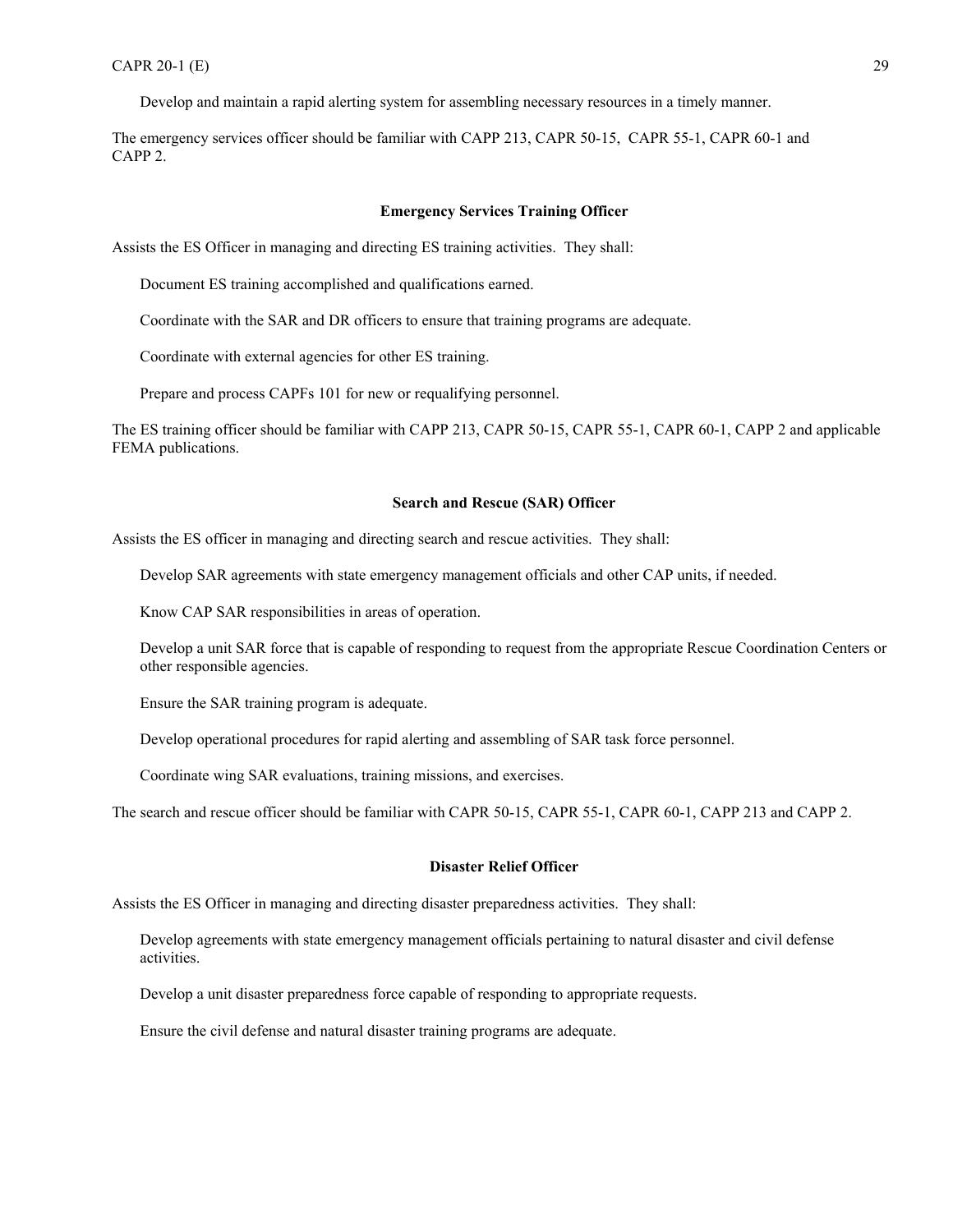Develop and maintain a rapid alerting system for assembling necessary resources in a timely manner.

The emergency services officer should be familiar with CAPP 213, CAPR 50-15, CAPR 55-1, CAPR 60-1 and CAPP 2.

**Emergency Services Training Officer**

Assists the ES Officer in managing and directing ES training activities. They shall:

Document ES training accomplished and qualifications earned.

Coordinate with the SAR and DR officers to ensure that training programs are adequate.

Coordinate with external agencies for other ES training.

Prepare and process CAPFs 101 for new or requalifying personnel.

The ES training officer should be familiar with CAPP 213, CAPR 50-15, CAPR 55-1, CAPR 60-1, CAPP 2 and applicable FEMA publications.

**Search and Rescue (SAR) Officer**

Assists the ES officer in managing and directing search and rescue activities. They shall:

Develop SAR agreements with state emergency management officials and other CAP units, if needed.

Know CAP SAR responsibilities in areas of operation.

Develop a unit SAR force that is capable of responding to request from the appropriate Rescue Coordination Centers or other responsible agencies.

Ensure the SAR training program is adequate.

Develop operational procedures for rapid alerting and assembling of SAR task force personnel.

Coordinate wing SAR evaluations, training missions, and exercises.

The search and rescue officer should be familiar with CAPR 50-15, CAPR 55-1, CAPR 60-1, CAPP 213 and CAPP 2.

**Disaster Relief Officer**

Assists the ES Officer in managing and directing disaster preparedness activities. They shall:

Develop agreements with state emergency management officials pertaining to natural disaster and civil defense activities.

Develop a unit disaster preparedness force capable of responding to appropriate requests.

Ensure the civil defense and natural disaster training programs are adequate.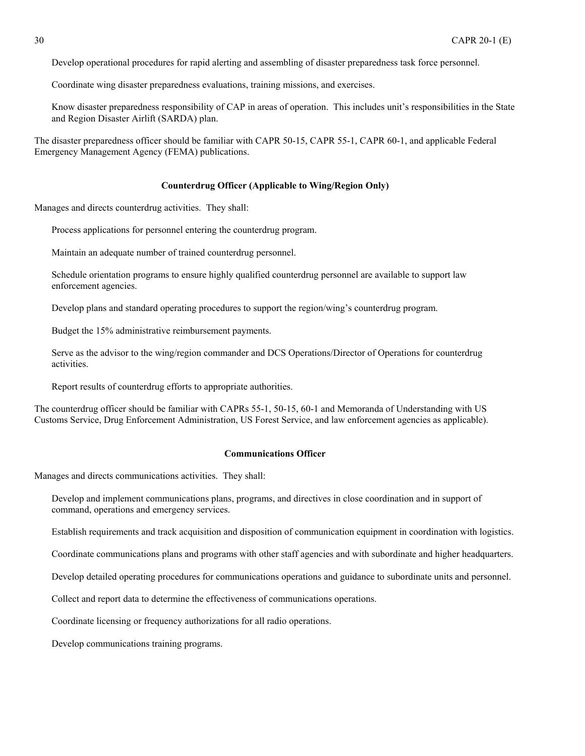Develop operational procedures for rapid alerting and assembling of disaster preparedness task force personnel.

Coordinate wing disaster preparedness evaluations, training missions, and exercises.

Know disaster preparedness responsibility of CAP in areas of operation. This includes unit's responsibilities in the State and Region Disaster Airlift (SARDA) plan.

The disaster preparedness officer should be familiar with CAPR 50-15, CAPR 55-1, CAPR 60-1, and applicable Federal Emergency Management Agency (FEMA) publications.

**Counterdrug Officer (Applicable to Wing/Region Only)**

Manages and directs counterdrug activities. They shall:

Process applications for personnel entering the counterdrug program.

Maintain an adequate number of trained counterdrug personnel.

Schedule orientation programs to ensure highly qualified counterdrug personnel are available to support law enforcement agencies.

Develop plans and standard operating procedures to support the region/wing's counterdrug program.

Budget the 15% administrative reimbursement payments.

Serve as the advisor to the wing/region commander and DCS Operations/Director of Operations for counterdrug activities.

Report results of counterdrug efforts to appropriate authorities.

The counterdrug officer should be familiar with CAPRs 55-1, 50-15, 60-1 and Memoranda of Understanding with US Customs Service, Drug Enforcement Administration, US Forest Service, and law enforcement agencies as applicable).

**Communications Officer**

Manages and directs communications activities. They shall:

Develop and implement communications plans, programs, and directives in close coordination and in support of command, operations and emergency services.

Establish requirements and track acquisition and disposition of communication equipment in coordination with logistics.

Coordinate communications plans and programs with other staff agencies and with subordinate and higher headquarters.

Develop detailed operating procedures for communications operations and guidance to subordinate units and personnel.

Collect and report data to determine the effectiveness of communications operations.

Coordinate licensing or frequency authorizations for all radio operations.

Develop communications training programs.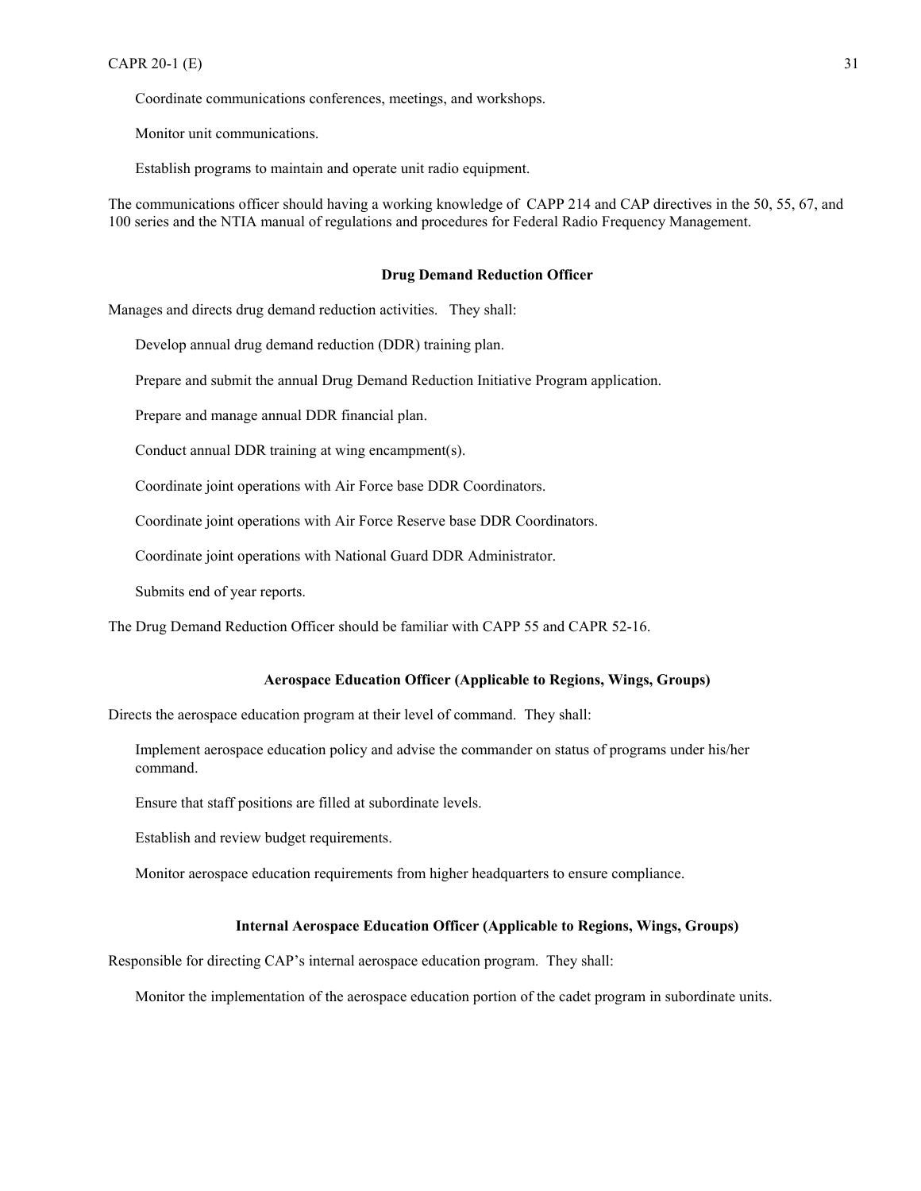Coordinate communications conferences, meetings, and workshops.

Monitor unit communications.

Establish programs to maintain and operate unit radio equipment.

The communications officer should having a working knowledge of CAPP 214 and CAP directives in the 50, 55, 67, and 100 series and the NTIA manual of regulations and procedures for Federal Radio Frequency Management.

**Drug Demand Reduction Officer**

Manages and directs drug demand reduction activities. They shall:

Develop annual drug demand reduction (DDR) training plan.

Prepare and submit the annual Drug Demand Reduction Initiative Program application.

Prepare and manage annual DDR financial plan.

Conduct annual DDR training at wing encampment(s).

Coordinate joint operations with Air Force base DDR Coordinators.

Coordinate joint operations with Air Force Reserve base DDR Coordinators.

Coordinate joint operations with National Guard DDR Administrator.

Submits end of year reports.

The Drug Demand Reduction Officer should be familiar with CAPP 55 and CAPR 52-16.

**Aerospace Education Officer (Applicable to Regions, Wings, Groups)**

Directs the aerospace education program at their level of command. They shall:

Implement aerospace education policy and advise the commander on status of programs under his/her command.

Ensure that staff positions are filled at subordinate levels.

Establish and review budget requirements.

Monitor aerospace education requirements from higher headquarters to ensure compliance.

**Internal Aerospace Education Officer (Applicable to Regions, Wings, Groups)**

Responsible for directing CAP's internal aerospace education program. They shall:

Monitor the implementation of the aerospace education portion of the cadet program in subordinate units.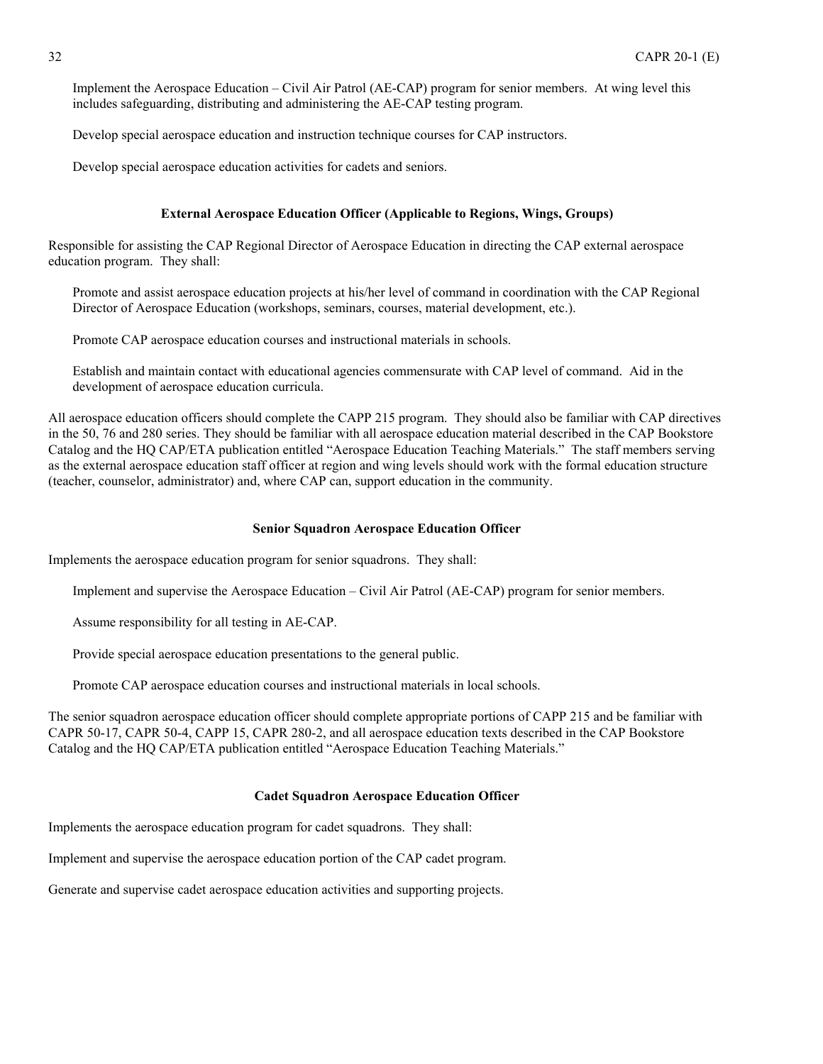Implement the Aerospace Education – Civil Air Patrol (AE-CAP) program for senior members. At wing level this includes safeguarding, distributing and administering the AE-CAP testing program.

Develop special aerospace education and instruction technique courses for CAP instructors.

Develop special aerospace education activities for cadets and seniors.

**External Aerospace Education Officer (Applicable to Regions, Wings, Groups)**

Responsible for assisting the CAP Regional Director of Aerospace Education in directing the CAP external aerospace education program. They shall:

Promote and assist aerospace education projects at his/her level of command in coordination with the CAP Regional Director of Aerospace Education (workshops, seminars, courses, material development, etc.).

Promote CAP aerospace education courses and instructional materials in schools.

Establish and maintain contact with educational agencies commensurate with CAP level of command. Aid in the development of aerospace education curricula.

All aerospace education officers should complete the CAPP 215 program. They should also be familiar with CAP directives in the 50, 76 and 280 series. They should be familiar with all aerospace education material described in the CAP Bookstore Catalog and the HQ CAP/ETA publication entitled "Aerospace Education Teaching Materials." The staff members serving as the external aerospace education staff officer at region and wing levels should work with the formal education structure (teacher, counselor, administrator) and, where CAP can, support education in the community.

**Senior Squadron Aerospace Education Officer**

Implements the aerospace education program for senior squadrons. They shall:

Implement and supervise the Aerospace Education – Civil Air Patrol (AE-CAP) program for senior members.

Assume responsibility for all testing in AE-CAP.

Provide special aerospace education presentations to the general public.

Promote CAP aerospace education courses and instructional materials in local schools.

The senior squadron aerospace education officer should complete appropriate portions of CAPP 215 and be familiar with CAPR 50-17, CAPR 50-4, CAPP 15, CAPR 280-2, and all aerospace education texts described in the CAP Bookstore Catalog and the HQ CAP/ETA publication entitled "Aerospace Education Teaching Materials."

**Cadet Squadron Aerospace Education Officer**

Implements the aerospace education program for cadet squadrons. They shall:

Implement and supervise the aerospace education portion of the CAP cadet program.

Generate and supervise cadet aerospace education activities and supporting projects.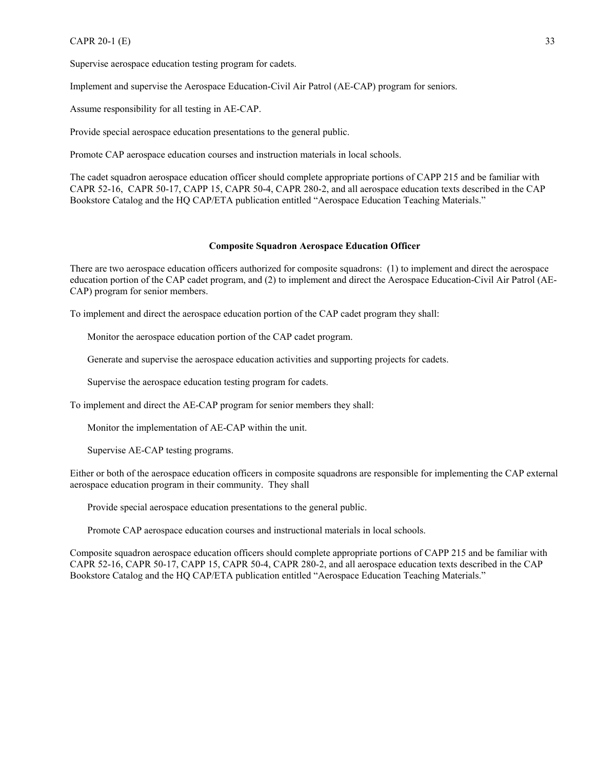Supervise aerospace education testing program for cadets.

Implement and supervise the Aerospace Education-Civil Air Patrol (AE-CAP) program for seniors.

Assume responsibility for all testing in AE-CAP.

Provide special aerospace education presentations to the general public.

Promote CAP aerospace education courses and instruction materials in local schools.

The cadet squadron aerospace education officer should complete appropriate portions of CAPP 215 and be familiar with CAPR 52-16, CAPR 50-17, CAPP 15, CAPR 50-4, CAPR 280-2, and all aerospace education texts described in the CAP Bookstore Catalog and the HQ CAP/ETA publication entitled "Aerospace Education Teaching Materials."

**Composite Squadron Aerospace Education Officer**

There are two aerospace education officers authorized for composite squadrons: (1) to implement and direct the aerospace education portion of the CAP cadet program, and (2) to implement and direct the Aerospace Education-Civil Air Patrol (AE-CAP) program for senior members.

To implement and direct the aerospace education portion of the CAP cadet program they shall:

Monitor the aerospace education portion of the CAP cadet program.

Generate and supervise the aerospace education activities and supporting projects for cadets.

Supervise the aerospace education testing program for cadets.

To implement and direct the AE-CAP program for senior members they shall:

Monitor the implementation of AE-CAP within the unit.

Supervise AE-CAP testing programs.

Either or both of the aerospace education officers in composite squadrons are responsible for implementing the CAP external aerospace education program in their community. They shall

Provide special aerospace education presentations to the general public.

Promote CAP aerospace education courses and instructional materials in local schools.

Composite squadron aerospace education officers should complete appropriate portions of CAPP 215 and be familiar with CAPR 52-16, CAPR 50-17, CAPP 15, CAPR 50-4, CAPR 280-2, and all aerospace education texts described in the CAP Bookstore Catalog and the HQ CAP/ETA publication entitled "Aerospace Education Teaching Materials."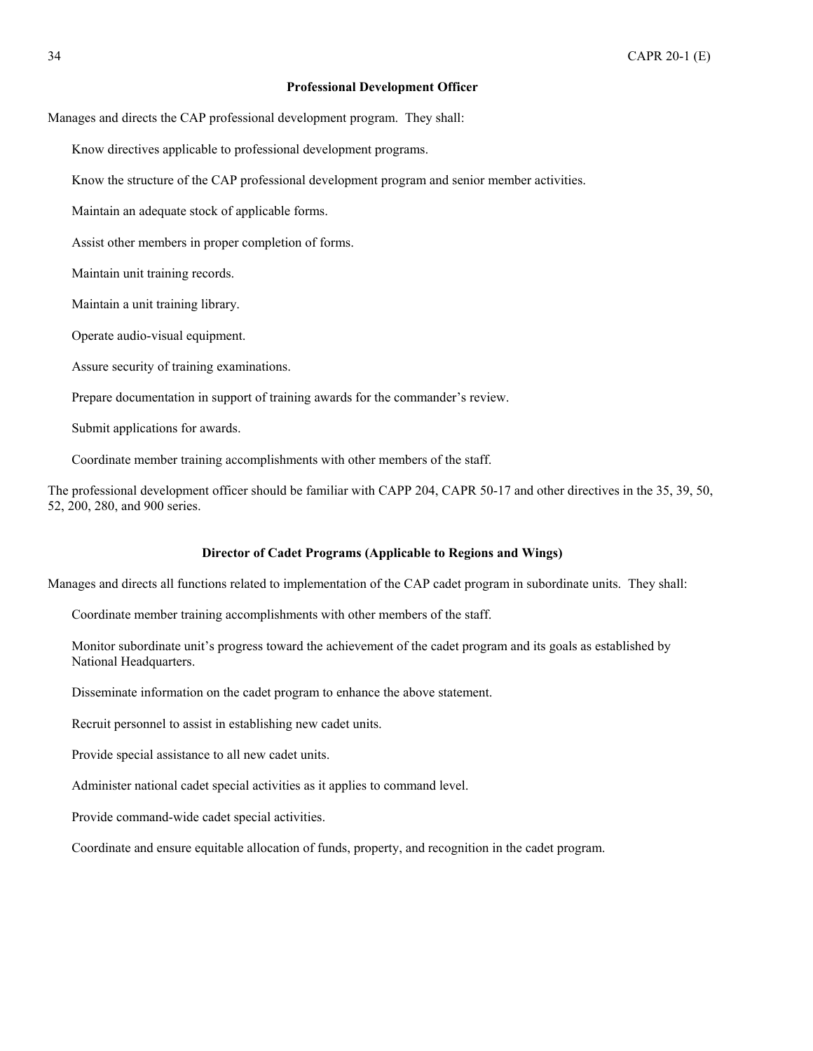### Professional Development Officer

Manages and directs the CAP professional development program. They shall:

Know directives applicable to professional development programs.

Know the structure of the CAP professional development program and senior member activities.

Maintain an adequate stock of applicable forms.

Assist other members in proper completion of forms.

Maintain unit training records.

Maintain a unit training library.

Operate audio-visual equipment.

Assure security of training examinations.

Prepare documentation in support of training awards for the commander's review.

Submit applications for awards.

Coordinate member training accomplishments with other members of the staff.

The professional development officer should be familiar with CAPP 204, CAPR 50-17 and other directives in the 35, 39, 50, 52, 200, 280, and 900 series.

### Director of Cadet Programs (Applicable to Regions and Wings)

Manages and directs all functions related to implementation of the CAP cadet program in subordinate units. They shall:

Coordinate member training accomplishments with other members of the staff.

Monitor subordinate unit's progress toward the achievement of the cadet program and its goals as established by National Headquarters.

Disseminate information on the cadet program to enhance the above statement.

Recruit personnel to assist in establishing new cadet units.

Provide special assistance to all new cadet units.

Administer national cadet special activities as it applies to command level.

Provide command-wide cadet special activities.

Coordinate and ensure equitable allocation of funds, property, and recognition in the cadet program.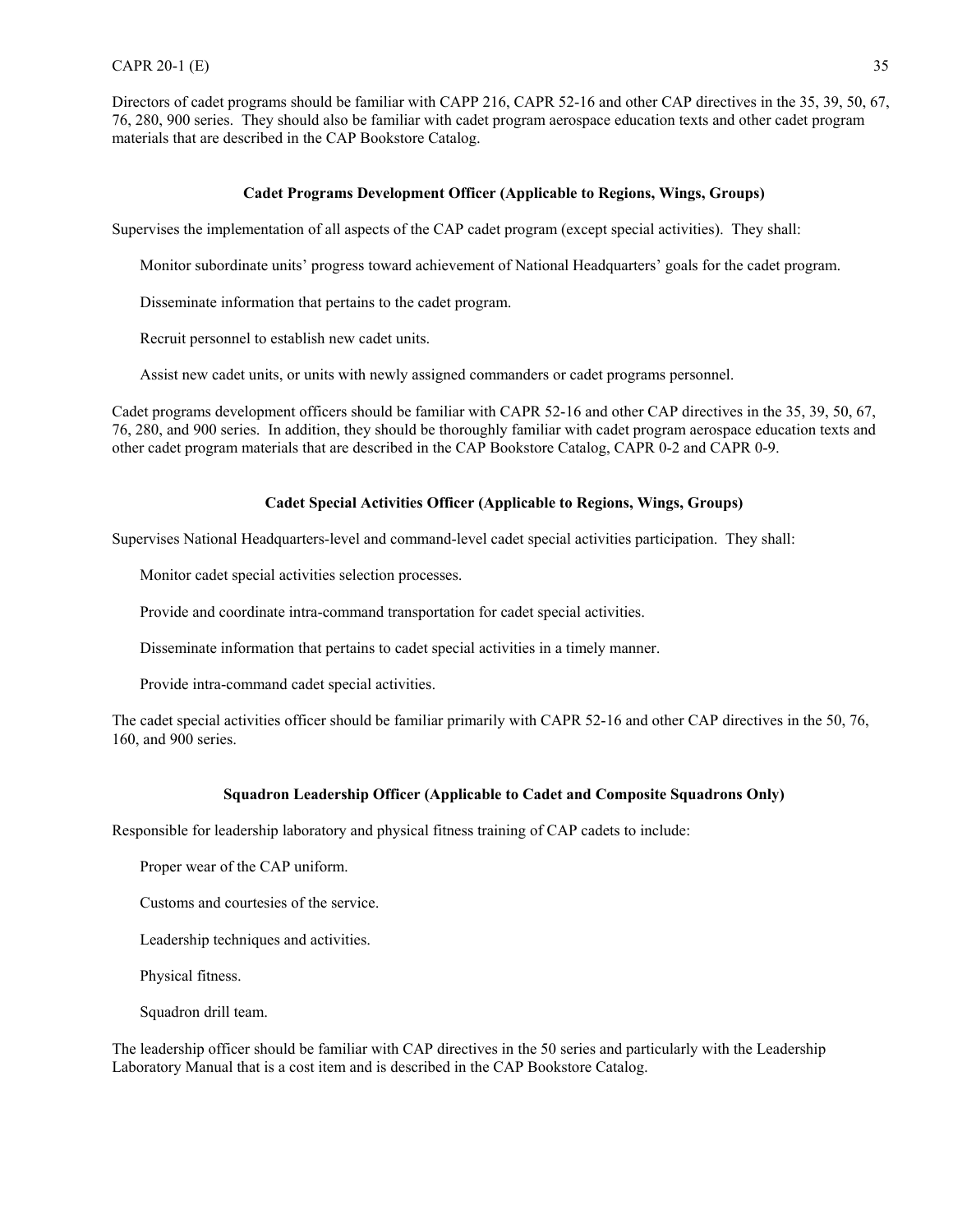Directors of cadet programs should be familiar with CAPP 216, CAPR 52-16 and other CAP directives in the 35, 39, 50, 67, 76, 280, 900 series. They should also be familiar with cadet program aerospace education texts and other cadet program materials that are described in the CAP Bookstore Catalog.

### Cadet Programs Development Officer (Applicable to Regions, Wings, Groups)

Supervises the implementation of all aspects of the CAP cadet program (except special activities). They shall:

Monitor subordinate units' progress toward achievement of National Headquarters' goals for the cadet program.

Disseminate information that pertains to the cadet program.

Recruit personnel to establish new cadet units.

Assist new cadet units, or units with newly assigned commanders or cadet programs personnel.

Cadet programs development officers should be familiar with CAPR 52-16 and other CAP directives in the 35, 39, 50, 67, 76, 280, and 900 series. In addition, they should be thoroughly familiar with cadet program aerospace education texts and other cadet program materials that are described in the CAP Bookstore Catalog, CAPR 0-2 and CAPR 0-9.

### Cadet Special Activities Officer (Applicable to Regions, Wings, Groups)

Supervises National Headquarters-level and command-level cadet special activities participation. They shall:

Monitor cadet special activities selection processes.

Provide and coordinate intra-command transportation for cadet special activities.

Disseminate information that pertains to cadet special activities in a timely manner.

Provide intra-command cadet special activities.

The cadet special activities officer should be familiar primarily with CAPR 52-16 and other CAP directives in the 50, 76, 160, and 900 series.

### Squadron Leadership Officer (Applicable to Cadet and Composite Squadrons Only)

Responsible for leadership laboratory and physical fitness training of CAP cadets to include:

Proper wear of the CAP uniform.

Customs and courtesies of the service.

Leadership techniques and activities.

Physical fitness.

Squadron drill team.

The leadership officer should be familiar with CAP directives in the 50 series and particularly with the Leadership Laboratory Manual that is a cost item and is described in the CAP Bookstore Catalog.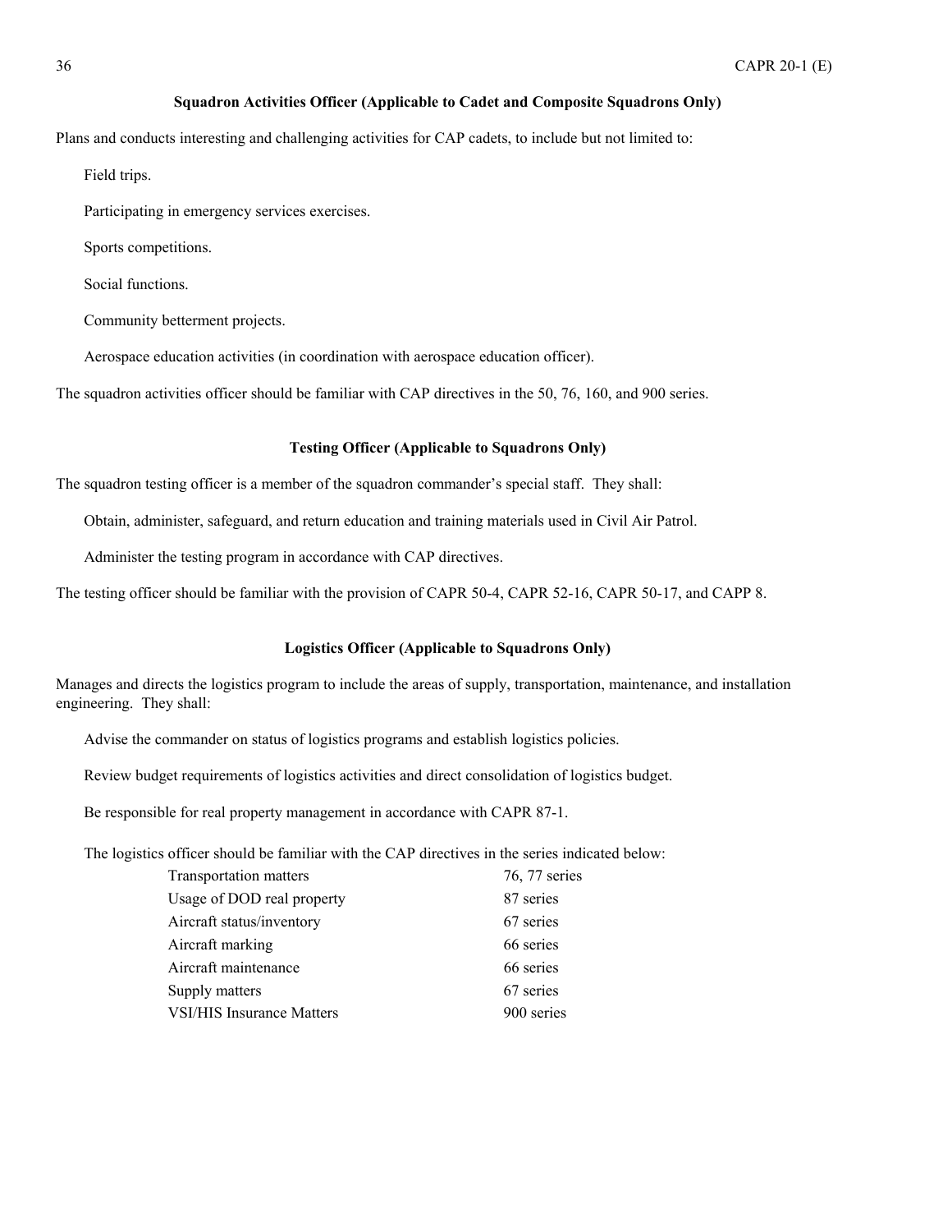### Squadron Activities Officer (Applicable to Cadet and Composite Squadrons Only)

Plans and conducts interesting and challenging activities for CAP cadets, to include but not limited to:

Field trips.

Participating in emergency services exercises.

Sports competitions.

Social functions.

Community betterment projects.

Aerospace education activities (in coordination with aerospace education officer).

The squadron activities officer should be familiar with CAP directives in the 50, 76, 160, and 900 series.

### Testing Officer (Applicable to Squadrons Only)

The squadron testing officer is a member of the squadron commander's special staff. They shall:

Obtain, administer, safeguard, and return education and training materials used in Civil Air Patrol.

Administer the testing program in accordance with CAP directives.

The testing officer should be familiar with the provision of CAPR 50-4, CAPR 52-16, CAPR 50-17, and CAPP 8.

### Logistics Officer (Applicable to Squadrons Only)

Manages and directs the logistics program to include the areas of supply, transportation, maintenance, and installation engineering. They shall:

Advise the commander on status of logistics programs and establish logistics policies.

Review budget requirements of logistics activities and direct consolidation of logistics budget.

Be responsible for real property management in accordance with CAPR 87-1.

The logistics officer should be familiar with the CAP directives in the series indicated below:

| | |
|---|---|
| Transportation matters | 76, 77 series |
| Usage of DOD real property | 87 series |
| Aircraft status/inventory | 67 series |
| Aircraft marking | 66 series |
| Aircraft maintenance | 66 series |
| Supply matters | 67 series |
| VSI/HIS Insurance Matters | 900 series |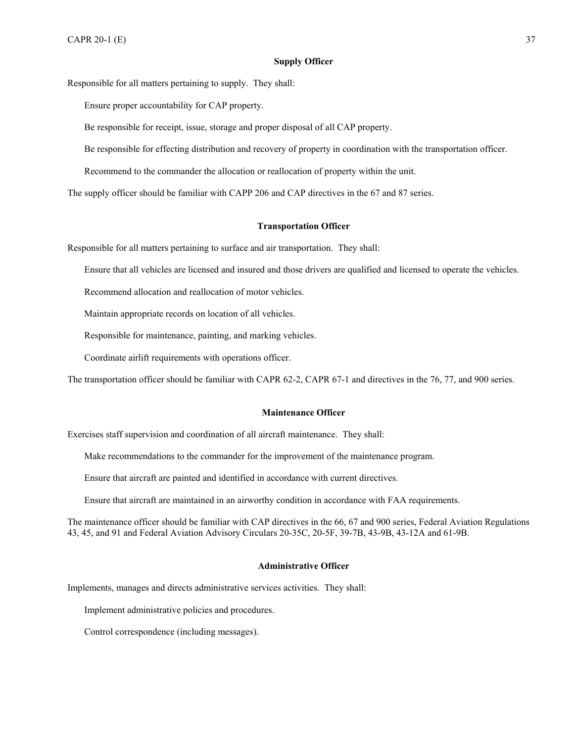### Supply Officer

Responsible for all matters pertaining to supply. They shall:

Ensure proper accountability for CAP property.

Be responsible for receipt, issue, storage and proper disposal of all CAP property.

Be responsible for effecting distribution and recovery of property in coordination with the transportation officer.

Recommend to the commander the allocation or reallocation of property within the unit.

The supply officer should be familiar with CAPP 206 and CAP directives in the 67 and 87 series.

### Transportation Officer

Responsible for all matters pertaining to surface and air transportation. They shall:

Ensure that all vehicles are licensed and insured and those drivers are qualified and licensed to operate the vehicles.

Recommend allocation and reallocation of motor vehicles.

Maintain appropriate records on location of all vehicles.

Responsible for maintenance, painting, and marking vehicles.

Coordinate airlift requirements with operations officer.

The transportation officer should be familiar with CAPR 62-2, CAPR 67-1 and directives in the 76, 77, and 900 series.

### Maintenance Officer

Exercises staff supervision and coordination of all aircraft maintenance. They shall:

Make recommendations to the commander for the improvement of the maintenance program.

Ensure that aircraft are painted and identified in accordance with current directives.

Ensure that aircraft are maintained in an airworthy condition in accordance with FAA requirements.

The maintenance officer should be familiar with CAP directives in the 66, 67 and 900 series, Federal Aviation Regulations 43, 45, and 91 and Federal Aviation Advisory Circulars 20-35C, 20-5F, 39-7B, 43-9B, 43-12A and 61-9B.

### Administrative Officer

Implements, manages and directs administrative services activities. They shall:

Implement administrative policies and procedures.

Control correspondence (including messages).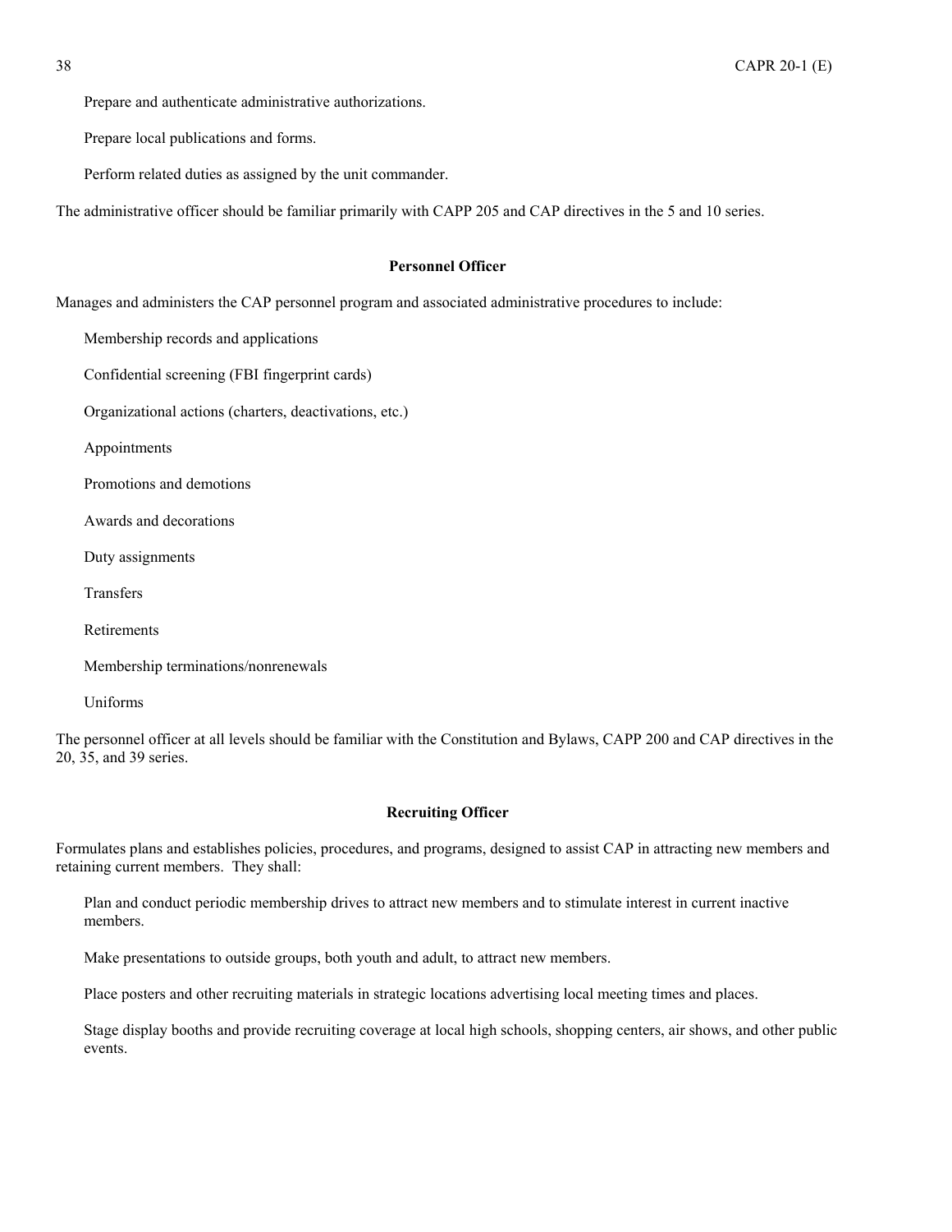Prepare and authenticate administrative authorizations.

Prepare local publications and forms.

Perform related duties as assigned by the unit commander.

The administrative officer should be familiar primarily with CAPP 205 and CAP directives in the 5 and 10 series.

**Personnel Officer**

Manages and administers the CAP personnel program and associated administrative procedures to include:

Membership records and applications

Confidential screening (FBI fingerprint cards)

Organizational actions (charters, deactivations, etc.)

Appointments

Promotions and demotions

Awards and decorations

Duty assignments

Transfers

Retirements

Membership terminations/nonrenewals

Uniforms

The personnel officer at all levels should be familiar with the Constitution and Bylaws, CAPP 200 and CAP directives in the 20, 35, and 39 series.

**Recruiting Officer**

Formulates plans and establishes policies, procedures, and programs, designed to assist CAP in attracting new members and retaining current members. They shall:

Plan and conduct periodic membership drives to attract new members and to stimulate interest in current inactive members.

Make presentations to outside groups, both youth and adult, to attract new members.

Place posters and other recruiting materials in strategic locations advertising local meeting times and places.

Stage display booths and provide recruiting coverage at local high schools, shopping centers, air shows, and other public events.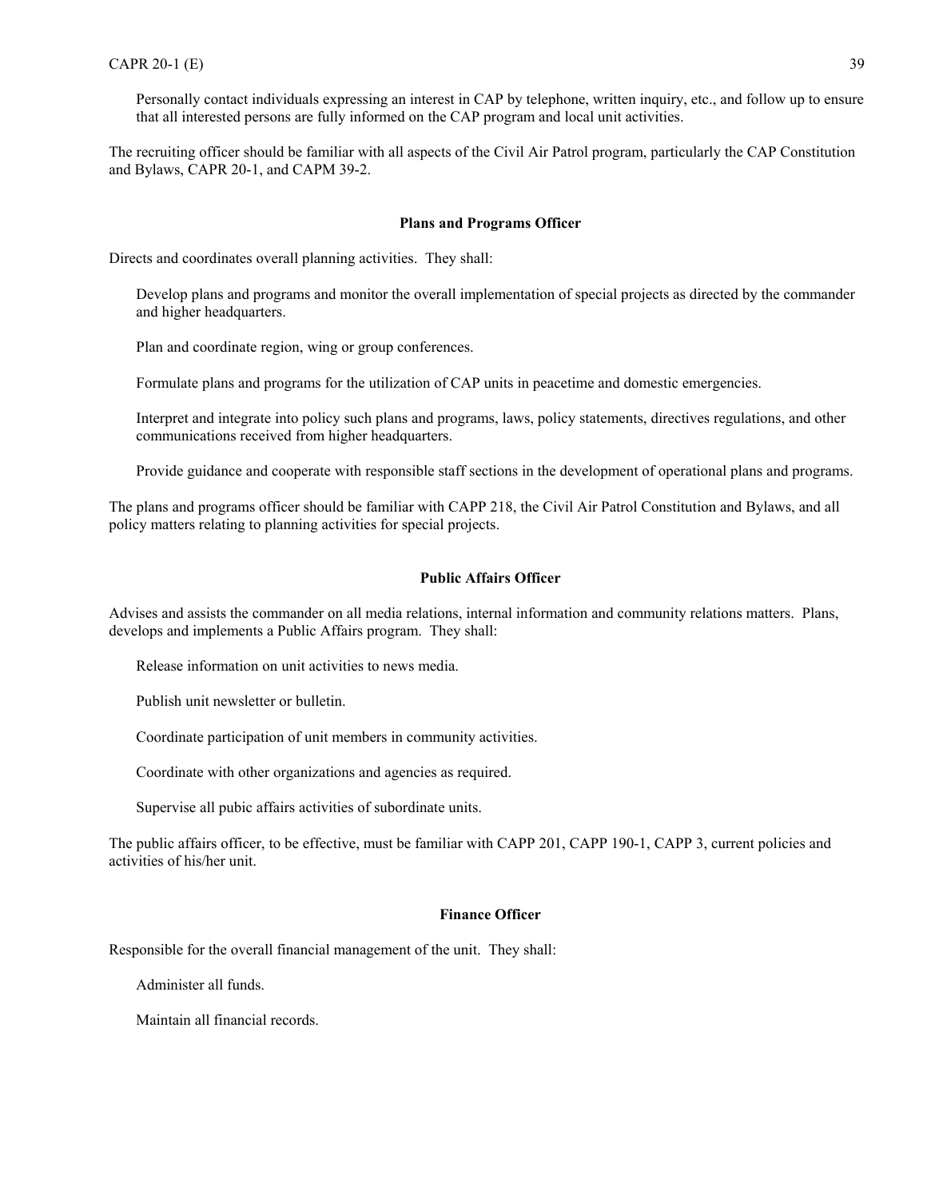Personally contact individuals expressing an interest in CAP by telephone, written inquiry, etc., and follow up to ensure that all interested persons are fully informed on the CAP program and local unit activities.

The recruiting officer should be familiar with all aspects of the Civil Air Patrol program, particularly the CAP Constitution and Bylaws, CAPR 20-1, and CAPM 39-2.

### Plans and Programs Officer

Directs and coordinates overall planning activities. They shall:

Develop plans and programs and monitor the overall implementation of special projects as directed by the commander and higher headquarters.

Plan and coordinate region, wing or group conferences.

Formulate plans and programs for the utilization of CAP units in peacetime and domestic emergencies.

Interpret and integrate into policy such plans and programs, laws, policy statements, directives regulations, and other communications received from higher headquarters.

Provide guidance and cooperate with responsible staff sections in the development of operational plans and programs.

The plans and programs officer should be familiar with CAPP 218, the Civil Air Patrol Constitution and Bylaws, and all policy matters relating to planning activities for special projects.

### Public Affairs Officer

Advises and assists the commander on all media relations, internal information and community relations matters. Plans, develops and implements a Public Affairs program. They shall:

Release information on unit activities to news media.

Publish unit newsletter or bulletin.

Coordinate participation of unit members in community activities.

Coordinate with other organizations and agencies as required.

Supervise all pubic affairs activities of subordinate units.

The public affairs officer, to be effective, must be familiar with CAPP 201, CAPP 190-1, CAPP 3, current policies and activities of his/her unit.

### Finance Officer

Responsible for the overall financial management of the unit. They shall:

Administer all funds.

Maintain all financial records.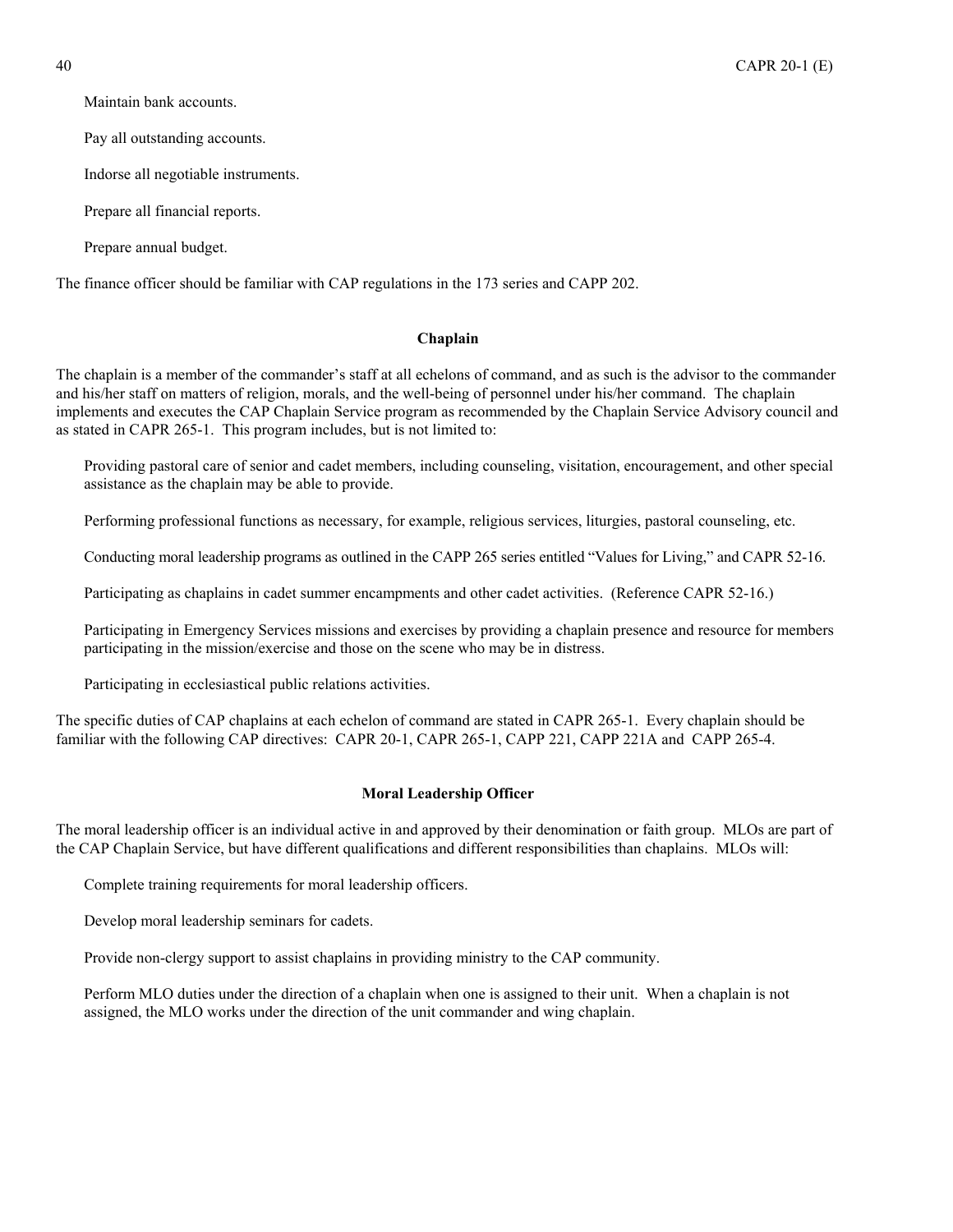Maintain bank accounts.

Pay all outstanding accounts.

Indorse all negotiable instruments.

Prepare all financial reports.

Prepare annual budget.

The finance officer should be familiar with CAP regulations in the 173 series and CAPP 202.

### Chaplain

The chaplain is a member of the commander's staff at all echelons of command, and as such is the advisor to the commander and his/her staff on matters of religion, morals, and the well-being of personnel under his/her command. The chaplain implements and executes the CAP Chaplain Service program as recommended by the Chaplain Service Advisory council and as stated in CAPR 265-1. This program includes, but is not limited to:

Providing pastoral care of senior and cadet members, including counseling, visitation, encouragement, and other special assistance as the chaplain may be able to provide.

Performing professional functions as necessary, for example, religious services, liturgies, pastoral counseling, etc.

Conducting moral leadership programs as outlined in the CAPP 265 series entitled "Values for Living," and CAPR 52-16.

Participating as chaplains in cadet summer encampments and other cadet activities. (Reference CAPR 52-16.)

Participating in Emergency Services missions and exercises by providing a chaplain presence and resource for members participating in the mission/exercise and those on the scene who may be in distress.

Participating in ecclesiastical public relations activities.

The specific duties of CAP chaplains at each echelon of command are stated in CAPR 265-1. Every chaplain should be familiar with the following CAP directives: CAPR 20-1, CAPR 265-1, CAPP 221, CAPP 221A and CAPP 265-4.

### Moral Leadership Officer

The moral leadership officer is an individual active in and approved by their denomination or faith group. MLOs are part of the CAP Chaplain Service, but have different qualifications and different responsibilities than chaplains. MLOs will:

Complete training requirements for moral leadership officers.

Develop moral leadership seminars for cadets.

Provide non-clergy support to assist chaplains in providing ministry to the CAP community.

Perform MLO duties under the direction of a chaplain when one is assigned to their unit. When a chaplain is not assigned, the MLO works under the direction of the unit commander and wing chaplain.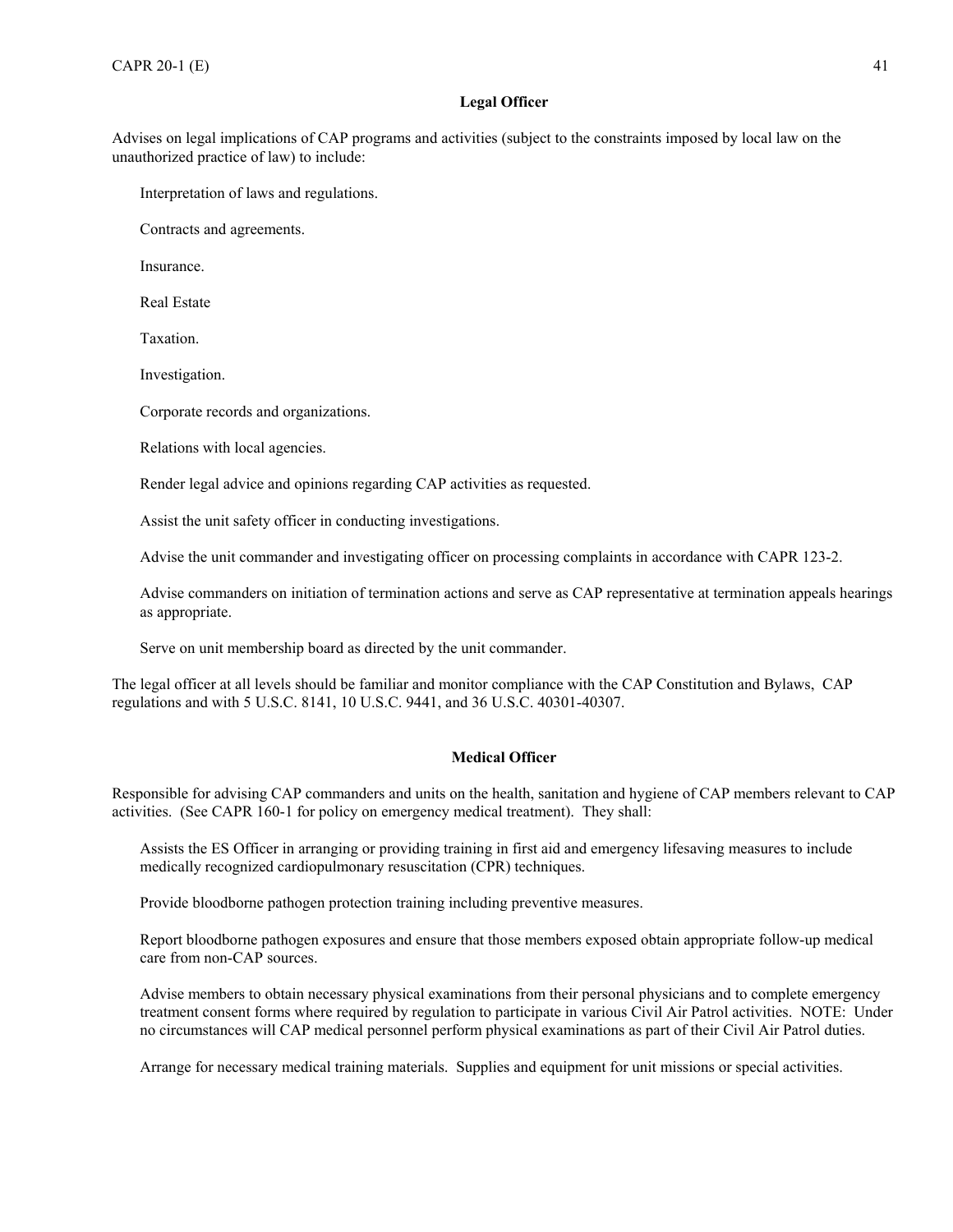### Legal Officer

Advises on legal implications of CAP programs and activities (subject to the constraints imposed by local law on the unauthorized practice of law) to include:

Interpretation of laws and regulations.

Contracts and agreements.

Insurance.

Real Estate

Taxation.

Investigation.

Corporate records and organizations.

Relations with local agencies.

Render legal advice and opinions regarding CAP activities as requested.

Assist the unit safety officer in conducting investigations.

Advise the unit commander and investigating officer on processing complaints in accordance with CAPR 123-2.

Advise commanders on initiation of termination actions and serve as CAP representative at termination appeals hearings as appropriate.

Serve on unit membership board as directed by the unit commander.

The legal officer at all levels should be familiar and monitor compliance with the CAP Constitution and Bylaws, CAP regulations and with 5 U.S.C. 8141, 10 U.S.C. 9441, and 36 U.S.C. 40301-40307.

### Medical Officer

Responsible for advising CAP commanders and units on the health, sanitation and hygiene of CAP members relevant to CAP activities. (See CAPR 160-1 for policy on emergency medical treatment). They shall:

Assists the ES Officer in arranging or providing training in first aid and emergency lifesaving measures to include medically recognized cardiopulmonary resuscitation (CPR) techniques.

Provide bloodborne pathogen protection training including preventive measures.

Report bloodborne pathogen exposures and ensure that those members exposed obtain appropriate follow-up medical care from non-CAP sources.

Advise members to obtain necessary physical examinations from their personal physicians and to complete emergency treatment consent forms where required by regulation to participate in various Civil Air Patrol activities. NOTE: Under no circumstances will CAP medical personnel perform physical examinations as part of their Civil Air Patrol duties.

Arrange for necessary medical training materials. Supplies and equipment for unit missions or special activities.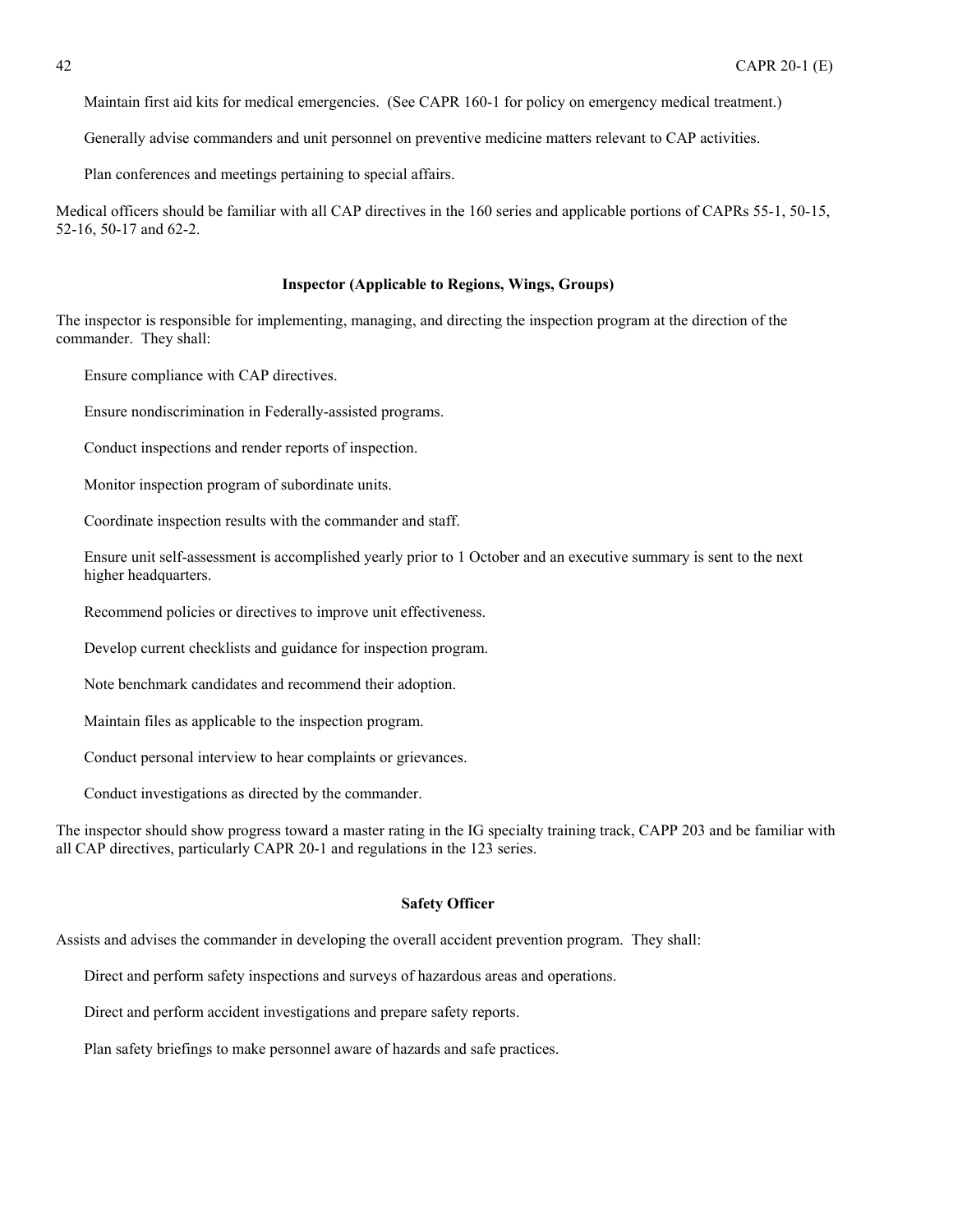Maintain first aid kits for medical emergencies. (See CAPR 160-1 for policy on emergency medical treatment.)

Generally advise commanders and unit personnel on preventive medicine matters relevant to CAP activities.

Plan conferences and meetings pertaining to special affairs.

Medical officers should be familiar with all CAP directives in the 160 series and applicable portions of CAPRs 55-1, 50-15, 52-16, 50-17 and 62-2.

**Inspector (Applicable to Regions, Wings, Groups)**

The inspector is responsible for implementing, managing, and directing the inspection program at the direction of the commander. They shall:

Ensure compliance with CAP directives.

Ensure nondiscrimination in Federally-assisted programs.

Conduct inspections and render reports of inspection.

Monitor inspection program of subordinate units.

Coordinate inspection results with the commander and staff.

Ensure unit self-assessment is accomplished yearly prior to 1 October and an executive summary is sent to the next higher headquarters.

Recommend policies or directives to improve unit effectiveness.

Develop current checklists and guidance for inspection program.

Note benchmark candidates and recommend their adoption.

Maintain files as applicable to the inspection program.

Conduct personal interview to hear complaints or grievances.

Conduct investigations as directed by the commander.

The inspector should show progress toward a master rating in the IG specialty training track, CAPP 203 and be familiar with all CAP directives, particularly CAPR 20-1 and regulations in the 123 series.

**Safety Officer**

Assists and advises the commander in developing the overall accident prevention program. They shall:

Direct and perform safety inspections and surveys of hazardous areas and operations.

Direct and perform accident investigations and prepare safety reports.

Plan safety briefings to make personnel aware of hazards and safe practices.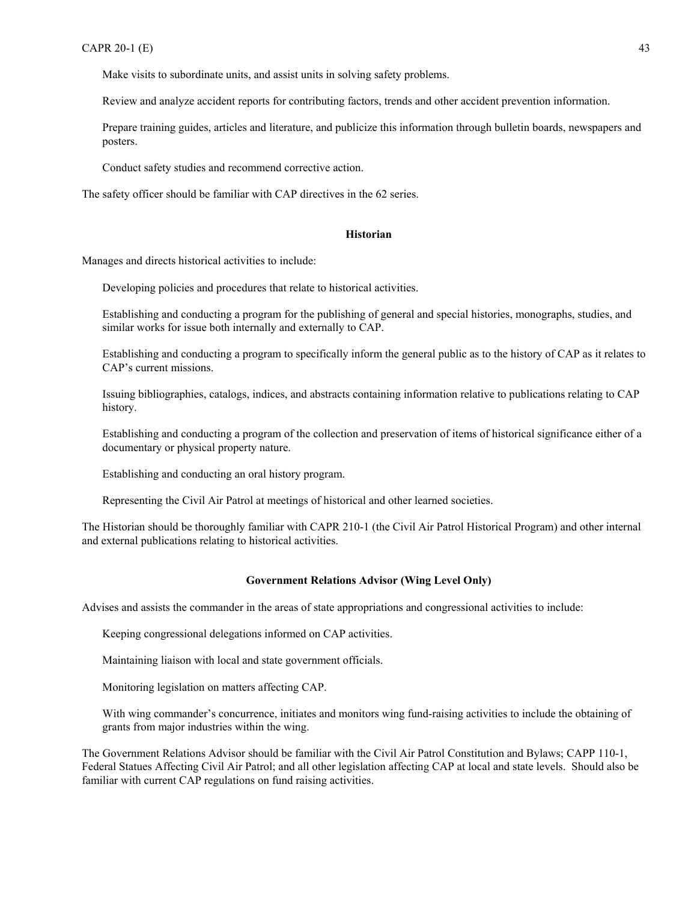Make visits to subordinate units, and assist units in solving safety problems.

Review and analyze accident reports for contributing factors, trends and other accident prevention information.

Prepare training guides, articles and literature, and publicize this information through bulletin boards, newspapers and posters.

Conduct safety studies and recommend corrective action.

The safety officer should be familiar with CAP directives in the 62 series.

### Historian

Manages and directs historical activities to include:

Developing policies and procedures that relate to historical activities.

Establishing and conducting a program for the publishing of general and special histories, monographs, studies, and similar works for issue both internally and externally to CAP.

Establishing and conducting a program to specifically inform the general public as to the history of CAP as it relates to CAP's current missions.

Issuing bibliographies, catalogs, indices, and abstracts containing information relative to publications relating to CAP history.

Establishing and conducting a program of the collection and preservation of items of historical significance either of a documentary or physical property nature.

Establishing and conducting an oral history program.

Representing the Civil Air Patrol at meetings of historical and other learned societies.

The Historian should be thoroughly familiar with CAPR 210-1 (the Civil Air Patrol Historical Program) and other internal and external publications relating to historical activities.

### Government Relations Advisor (Wing Level Only)

Advises and assists the commander in the areas of state appropriations and congressional activities to include:

Keeping congressional delegations informed on CAP activities.

Maintaining liaison with local and state government officials.

Monitoring legislation on matters affecting CAP.

With wing commander's concurrence, initiates and monitors wing fund-raising activities to include the obtaining of grants from major industries within the wing.

The Government Relations Advisor should be familiar with the Civil Air Patrol Constitution and Bylaws; CAPP 110-1, Federal Statues Affecting Civil Air Patrol; and all other legislation affecting CAP at local and state levels. Should also be familiar with current CAP regulations on fund raising activities.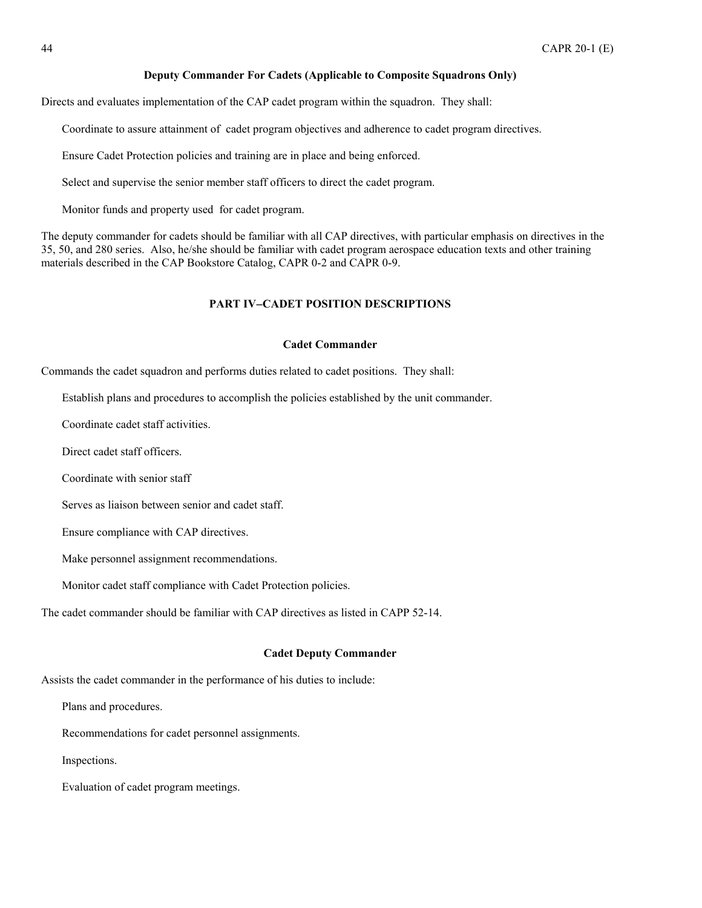### Deputy Commander For Cadets (Applicable to Composite Squadrons Only)

Directs and evaluates implementation of the CAP cadet program within the squadron. They shall:

Coordinate to assure attainment of cadet program objectives and adherence to cadet program directives.

Ensure Cadet Protection policies and training are in place and being enforced.

Select and supervise the senior member staff officers to direct the cadet program.

Monitor funds and property used for cadet program.

The deputy commander for cadets should be familiar with all CAP directives, with particular emphasis on directives in the 35, 50, and 280 series. Also, he/she should be familiar with cadet program aerospace education texts and other training materials described in the CAP Bookstore Catalog, CAPR 0-2 and CAPR 0-9.

## PART IV–CADET POSITION DESCRIPTIONS

### Cadet Commander

Commands the cadet squadron and performs duties related to cadet positions. They shall:

Establish plans and procedures to accomplish the policies established by the unit commander.

Coordinate cadet staff activities.

Direct cadet staff officers.

Coordinate with senior staff

Serves as liaison between senior and cadet staff.

Ensure compliance with CAP directives.

Make personnel assignment recommendations.

Monitor cadet staff compliance with Cadet Protection policies.

The cadet commander should be familiar with CAP directives as listed in CAPP 52-14.

### Cadet Deputy Commander

Assists the cadet commander in the performance of his duties to include:

Plans and procedures.

Recommendations for cadet personnel assignments.

Inspections.

Evaluation of cadet program meetings.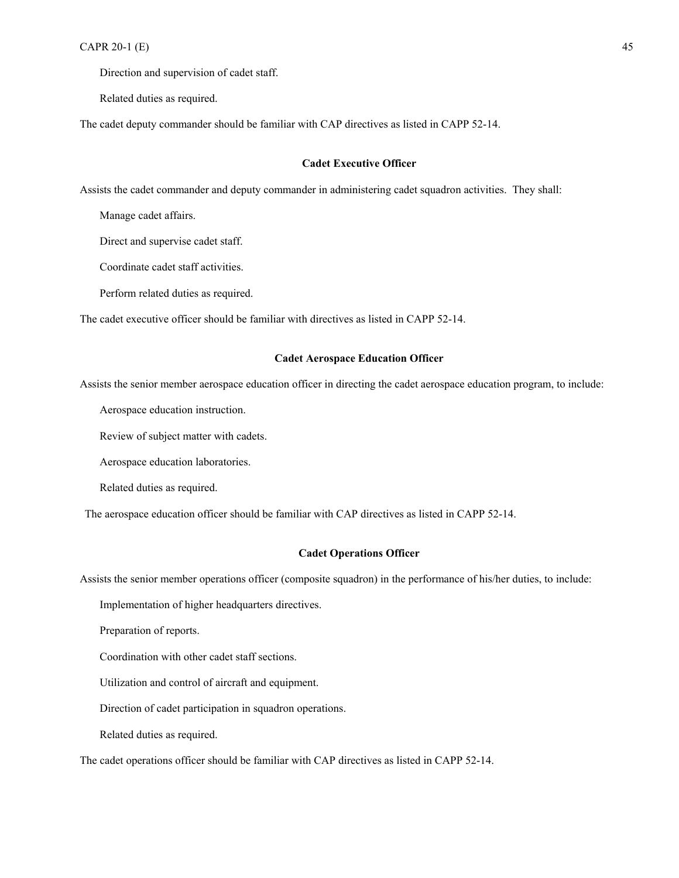Direction and supervision of cadet staff.

Related duties as required.

The cadet deputy commander should be familiar with CAP directives as listed in CAPP 52-14.

### Cadet Executive Officer

Assists the cadet commander and deputy commander in administering cadet squadron activities. They shall:

Manage cadet affairs.

Direct and supervise cadet staff.

Coordinate cadet staff activities.

Perform related duties as required.

The cadet executive officer should be familiar with directives as listed in CAPP 52-14.

### Cadet Aerospace Education Officer

Assists the senior member aerospace education officer in directing the cadet aerospace education program, to include:

Aerospace education instruction.

Review of subject matter with cadets.

Aerospace education laboratories.

Related duties as required.

The aerospace education officer should be familiar with CAP directives as listed in CAPP 52-14.

### Cadet Operations Officer

Assists the senior member operations officer (composite squadron) in the performance of his/her duties, to include:

Implementation of higher headquarters directives.

Preparation of reports.

Coordination with other cadet staff sections.

Utilization and control of aircraft and equipment.

Direction of cadet participation in squadron operations.

Related duties as required.

The cadet operations officer should be familiar with CAP directives as listed in CAPP 52-14.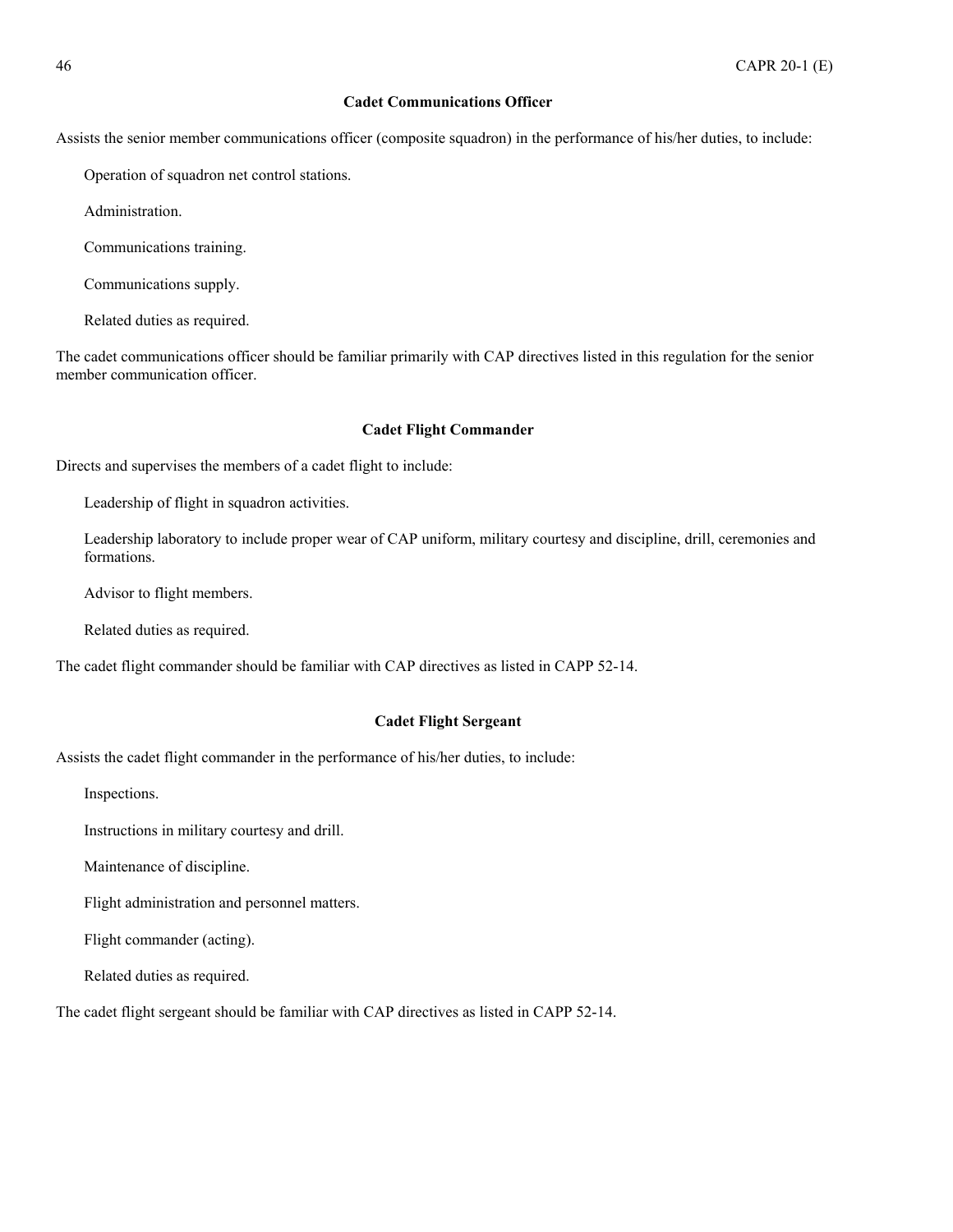### Cadet Communications Officer

Assists the senior member communications officer (composite squadron) in the performance of his/her duties, to include:

Operation of squadron net control stations.

Administration.

Communications training.

Communications supply.

Related duties as required.

The cadet communications officer should be familiar primarily with CAP directives listed in this regulation for the senior member communication officer.

### Cadet Flight Commander

Directs and supervises the members of a cadet flight to include:

Leadership of flight in squadron activities.

Leadership laboratory to include proper wear of CAP uniform, military courtesy and discipline, drill, ceremonies and formations.

Advisor to flight members.

Related duties as required.

The cadet flight commander should be familiar with CAP directives as listed in CAPP 52-14.

### Cadet Flight Sergeant

Assists the cadet flight commander in the performance of his/her duties, to include:

Inspections.

Instructions in military courtesy and drill.

Maintenance of discipline.

Flight administration and personnel matters.

Flight commander (acting).

Related duties as required.

The cadet flight sergeant should be familiar with CAP directives as listed in CAPP 52-14.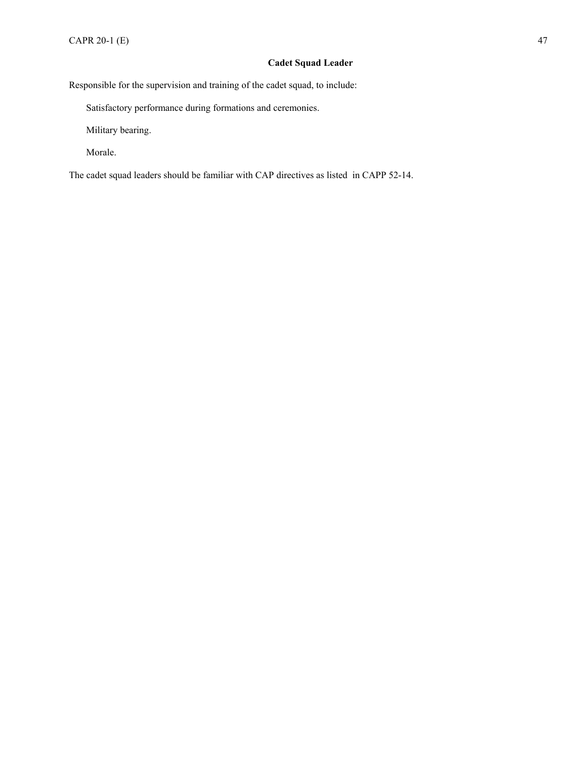### Cadet Squad Leader

Responsible for the supervision and training of the cadet squad, to include:

Satisfactory performance during formations and ceremonies.

Military bearing.

Morale.

The cadet squad leaders should be familiar with CAP directives as listed in CAPP 52-14.